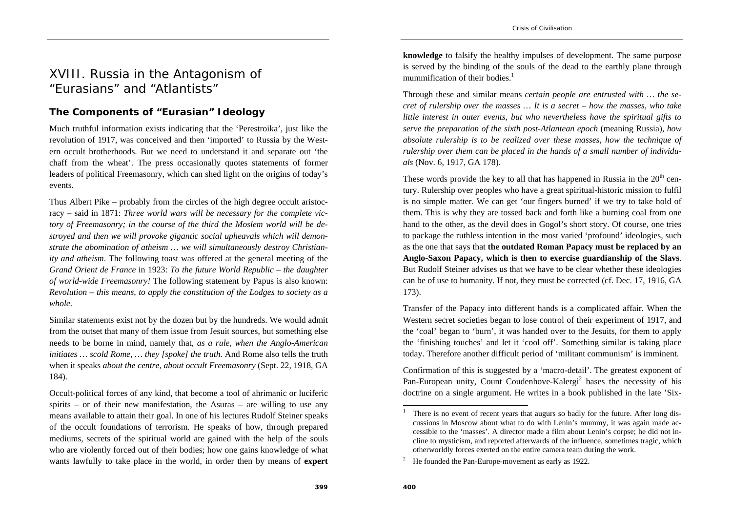# XVIII. Russia in the Antagonism of "Eurasians" and "Atlantists"

## The Components of "Eurasian" Ideology

Much truthful information exists indicating that the 'Perestroika', just like the revolution of 1917, was conceived and then 'imported' to Russia by the Western occult brotherhoods. But we need to understand it and separate out 'the chaff from the wheat'. The press occasionally quotes statements of former leaders of political Freemasonry, which can shed light on the origins of today's events.

Thus Albert Pike – probably from the circles of the high degree occult aristocracy – said in 1871: *Three world wars will be necessary for the complete victory of Freemasonry; in the course of the third the Moslem world will be destroyed and then we will provoke gigantic social upheavals which will demonstrate the abomination of atheism … we will simultaneously destroy Christianity and atheism*. The following toast was offered at the general meeting of the *Grand Orient de France* in 1923: *To the future World Republic – the daughter of world-wide Freemasonry!* The following statement by Papus is also known: *Revolution – this means, to apply the constitution of the Lodges to society as a whole*.

Similar statements exist not by the dozen but by the hundreds. We would admit from the outset that many of them issue from Jesuit sources, but something else needs to be borne in mind, namely that, *as a rule, when the Anglo-American initiates … scold Rome, … they [spoke] the truth.* And Rome also tells the truth when it speaks *about the centre, about occult Freemasonry* (Sept. 22, 1918, GA 184).

Occult-political forces of any kind, that become a tool of ahrimanic or luciferic spirits – or of their new manifestation, the Asuras – are willing to use any means available to attain their goal. In one of his lectures Rudolf Steiner speaks of the occult foundations of terrorism. He speaks of how, through prepared mediums, secrets of the spiritual world are gained with the help of the souls who are violently forced out of their bodies; how one gains knowledge of what wants lawfully to take place in the world, in order then by means of **expert knowledge** to falsify the healthy impulses of development. The same purpose is served by the binding of the souls of the dead to the earthly plane through mummification of their bodies.[1]

Through these and similar means *certain people are entrusted with … the secret of rulership over the masses … It is a secret – how the masses, who take little interest in outer events, but who nevertheless have the spiritual gifts to serve the preparation of the sixth post-Atlantean epoch* (meaning Russia), *how absolute rulership is to be realized over these masses, how the technique of rulership over them can be placed in the hands of a small number of individuals* (Nov. 6, 1917, GA 178).

These words provide the key to all that has happened in Russia in the 20th century. Rulership over peoples who have a great spiritual-historic mission to fulfil is no simple matter. We can get 'our fingers burned' if we try to take hold of them. This is why they are tossed back and forth like a burning coal from one hand to the other, as the devil does in Gogol's short story. Of course, one tries to package the ruthless intention in the most varied 'profound' ideologies, such as the one that says that **the outdated Roman Papacy must be replaced by an Anglo-Saxon Papacy, which is then to exercise guardianship of the Slavs**. But Rudolf Steiner advises us that we have to be clear whether these ideologies can be of use to humanity. If not, they must be corrected (cf. Dec. 17, 1916, GA 173).

Transfer of the Papacy into different hands is a complicated affair. When the Western secret societies began to lose control of their experiment of 1917, and the 'coal' began to 'burn', it was handed over to the Jesuits, for them to apply the 'finishing touches' and let it 'cool off'. Something similar is taking place today. Therefore another difficult period of 'militant communism' is imminent.

Confirmation of this is suggested by a 'macro-detail'. The greatest exponent of Pan-European unity, Count Coudenhove-Kalergi[2] bases the necessity of his doctrine on a single argument. He writes in a book published in the late 'Six-

---

[1] There is no event of recent years that augurs so badly for the future. After long discussions in Moscow about what to do with Lenin's mummy, it was again made accessible to the 'masses'. A director made a film about Lenin's corpse; he did not incline to mysticism, and reported afterwards of the influence, sometimes tragic, which otherworldly forces exerted on the entire camera team during the work.

[2] He founded the Pan-Europe-movement as early as 1922.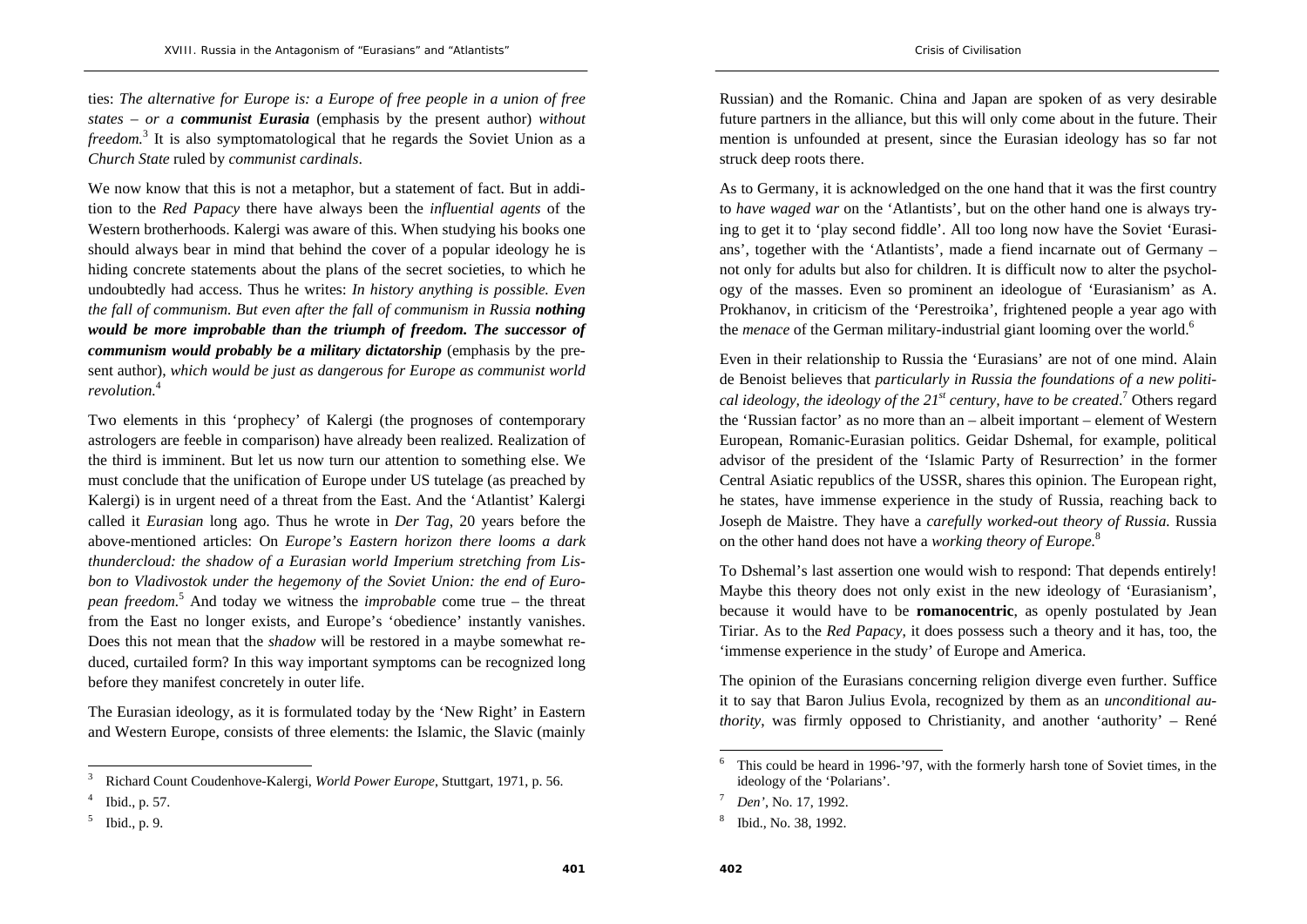ties: *The alternative for Europe is: a Europe of free people in a union of free states – or a **communist Eurasia*** (emphasis by the present author) *without freedom.*[3] It is also symptomatological that he regards the Soviet Union as a *Church State* ruled by *communist cardinals*.

We now know that this is not a metaphor, but a statement of fact. But in addition to the *Red Papacy* there have always been the *influential agents* of the Western brotherhoods. Kalergi was aware of this. When studying his books one should always bear in mind that behind the cover of a popular ideology he is hiding concrete statements about the plans of the secret societies, to which he undoubtedly had access. Thus he writes: *In history anything is possible. Even the fall of communism. But even after the fall of communism in Russia **nothing would be more improbable than the triumph of freedom. The successor of communism would probably be a military dictatorship*** (emphasis by the present author), *which would be just as dangerous for Europe as communist world revolution.*[4]

Two elements in this 'prophecy' of Kalergi (the prognoses of contemporary astrologers are feeble in comparison) have already been realized. Realization of the third is imminent. But let us now turn our attention to something else. We must conclude that the unification of Europe under US tutelage (as preached by Kalergi) is in urgent need of a threat from the East. And the 'Atlantist' Kalergi called it *Eurasian* long ago. Thus he wrote in *Der Tag*, 20 years before the above-mentioned articles: On *Europe's Eastern horizon there looms a dark thundercloud: the shadow of a Eurasian world Imperium stretching from Lisbon to Vladivostok under the hegemony of the Soviet Union: the end of European freedom.*[5] And today we witness the *improbable* come true – the threat from the East no longer exists, and Europe's 'obedience' instantly vanishes. Does this not mean that the *shadow* will be restored in a maybe somewhat reduced, curtailed form? In this way important symptoms can be recognized long before they manifest concretely in outer life.

The Eurasian ideology, as it is formulated today by the 'New Right' in Eastern and Western Europe, consists of three elements: the Islamic, the Slavic (mainly Russian) and the Romanic. China and Japan are spoken of as very desirable future partners in the alliance, but this will only come about in the future. Their mention is unfounded at present, since the Eurasian ideology has so far not struck deep roots there.

As to Germany, it is acknowledged on the one hand that it was the first country to *have waged war* on the 'Atlantists', but on the other hand one is always trying to get it to 'play second fiddle'. All too long now have the Soviet 'Eurasians', together with the 'Atlantists', made a fiend incarnate out of Germany – not only for adults but also for children. It is difficult now to alter the psychology of the masses. Even so prominent an ideologue of 'Eurasianism' as A. Prokhanov, in criticism of the 'Perestroika', frightened people a year ago with the *menace* of the German military-industrial giant looming over the world.[6]

Even in their relationship to Russia the 'Eurasians' are not of one mind. Alain de Benoist believes that *particularly in Russia the foundations of a new political ideology, the ideology of the 21st century, have to be created*.[7] Others regard the 'Russian factor' as no more than an – albeit important – element of Western European, Romanic-Eurasian politics. Geidar Dshemal, for example, political advisor of the president of the 'Islamic Party of Resurrection' in the former Central Asiatic republics of the USSR, shares this opinion. The European right, he states, have immense experience in the study of Russia, reaching back to Joseph de Maistre. They have a *carefully worked-out theory of Russia.* Russia on the other hand does not have a *working theory of Europe*.[8]

To Dshemal's last assertion one would wish to respond: That depends entirely! Maybe this theory does not only exist in the new ideology of 'Eurasianism', because it would have to be **romanocentric**, as openly postulated by Jean Tiriar. As to the *Red Papacy*, it does possess such a theory and it has, too, the 'immense experience in the study' of Europe and America.

The opinion of the Eurasians concerning religion diverge even further. Suffice it to say that Baron Julius Evola, recognized by them as an *unconditional authority*, was firmly opposed to Christianity, and another 'authority' – René

---

[3] Richard Count Coudenhove-Kalergi, *World Power Europe*, Stuttgart, 1971, p. 56.

[4] Ibid., p. 57.

[5] Ibid., p. 9.

[6] This could be heard in 1996-'97, with the formerly harsh tone of Soviet times, in the ideology of the 'Polarians'.

[7] *Den'*, No. 17, 1992.

[8] Ibid., No. 38, 1992.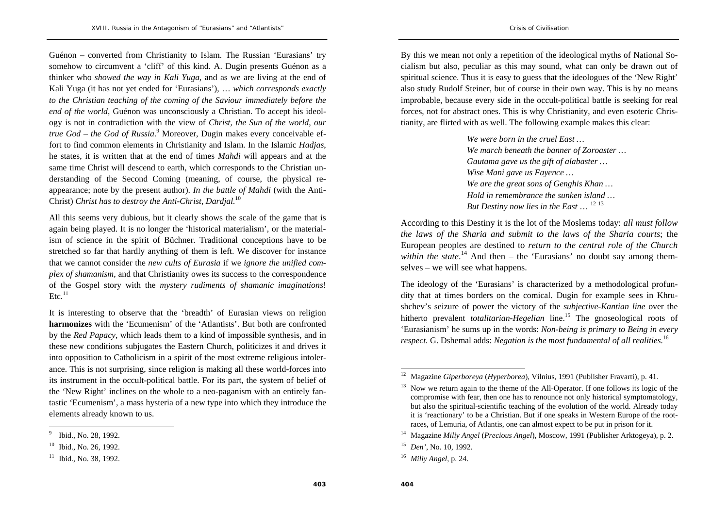Guénon – converted from Christianity to Islam. The Russian 'Eurasians' try somehow to circumvent a 'cliff' of this kind. A. Dugin presents Guénon as a thinker who *showed the way in Kali Yuga*, and as we are living at the end of Kali Yuga (it has not yet ended for 'Eurasians'), … *which corresponds exactly to the Christian teaching of the coming of the Saviour immediately before the end of the world*, Guénon was unconsciously a Christian. To accept his ideology is not in contradiction with the view of *Christ, the Sun of the world, our true God – the God of Russia*.[9] Moreover, Dugin makes every conceivable effort to find common elements in Christianity and Islam. In the Islamic *Hadjas*, he states, it is written that at the end of times *Mahdi* will appears and at the same time Christ will descend to earth, which corresponds to the Christian understanding of the Second Coming (meaning, of course, the physical reappearance; note by the present author). *In the battle of Mahdi* (with the Anti-Christ) *Christ has to destroy the Anti-Christ, Dardjal*.[10]

All this seems very dubious, but it clearly shows the scale of the game that is again being played. It is no longer the 'historical materialism', or the materialism of science in the spirit of Büchner. Traditional conceptions have to be stretched so far that hardly anything of them is left. We discover for instance that we cannot consider the *new cults of Eurasia* if we *ignore the unified complex of shamanism*, and that Christianity owes its success to the correspondence of the Gospel story with the *mystery rudiments of shamanic imaginations*! Etc.[11]

It is interesting to observe that the 'breadth' of Eurasian views on religion **harmonizes** with the 'Ecumenism' of the 'Atlantists'. But both are confronted by the *Red Papacy*, which leads them to a kind of impossible synthesis, and in these new conditions subjugates the Eastern Church, politicizes it and drives it into opposition to Catholicism in a spirit of the most extreme religious intolerance. This is not surprising, since religion is making all these world-forces into its instrument in the occult-political battle. For its part, the system of belief of the 'New Right' inclines on the whole to a neo-paganism with an entirely fantastic 'Ecumenism', a mass hysteria of a new type into which they introduce the elements already known to us.

[9] Ibid., No. 28, 1992.

[10] Ibid., No. 26, 1992.

[11] Ibid., No. 38, 1992.

By this we mean not only a repetition of the ideological myths of National Socialism but also, peculiar as this may sound, what can only be drawn out of spiritual science. Thus it is easy to guess that the ideologues of the 'New Right' also study Rudolf Steiner, but of course in their own way. This is by no means improbable, because every side in the occult-political battle is seeking for real forces, not for abstract ones. This is why Christianity, and even esoteric Christianity, are flirted with as well. The following example makes this clear:

> *We were born in the cruel East …*
> *We march beneath the banner of Zoroaster …*
> *Gautama gave us the gift of alabaster …*
> *Wise Mani gave us Fayence …*
> *We are the great sons of Genghis Khan …*
> *Hold in remembrance the sunken island …*
> *But Destiny now lies in the East …* [12] [13]

According to this Destiny it is the lot of the Moslems today: *all must follow the laws of the Sharia and submit to the laws of the Sharia courts*; the European peoples are destined to *return to the central role of the Church within the state*.[14] And then – the 'Eurasians' no doubt say among themselves – we will see what happens.

The ideology of the 'Eurasians' is characterized by a methodological profundity that at times borders on the comical. Dugin for example sees in Khrushchev's seizure of power the victory of the *subjective-Kantian line* over the hitherto prevalent *totalitarian-Hegelian* line.[15] The gnoseological roots of 'Eurasianism' he sums up in the words: *Non-being is primary to Being in every respect.* G. Dshemal adds: *Negation is the most fundamental of all realities.*[16]

[12] Magazine *Giperboreya* (*Hyperborea*), Vilnius, 1991 (Publisher Fravarti), p. 41.

[13] Now we return again to the theme of the All-Operator. If one follows its logic of the compromise with fear, then one has to renounce not only historical symptomatology, but also the spiritual-scientific teaching of the evolution of the world. Already today it is 'reactionary' to be a Christian. But if one speaks in Western Europe of the root-races, of Lemuria, of Atlantis, one can almost expect to be put in prison for it.

[14] Magazine *Miliy Angel* (*Precious Angel*), Moscow, 1991 (Publisher Arktogeya), p. 2.

[15] *Den'*, No. 10, 1992.

[16] *Miliy Angel*, p. 24.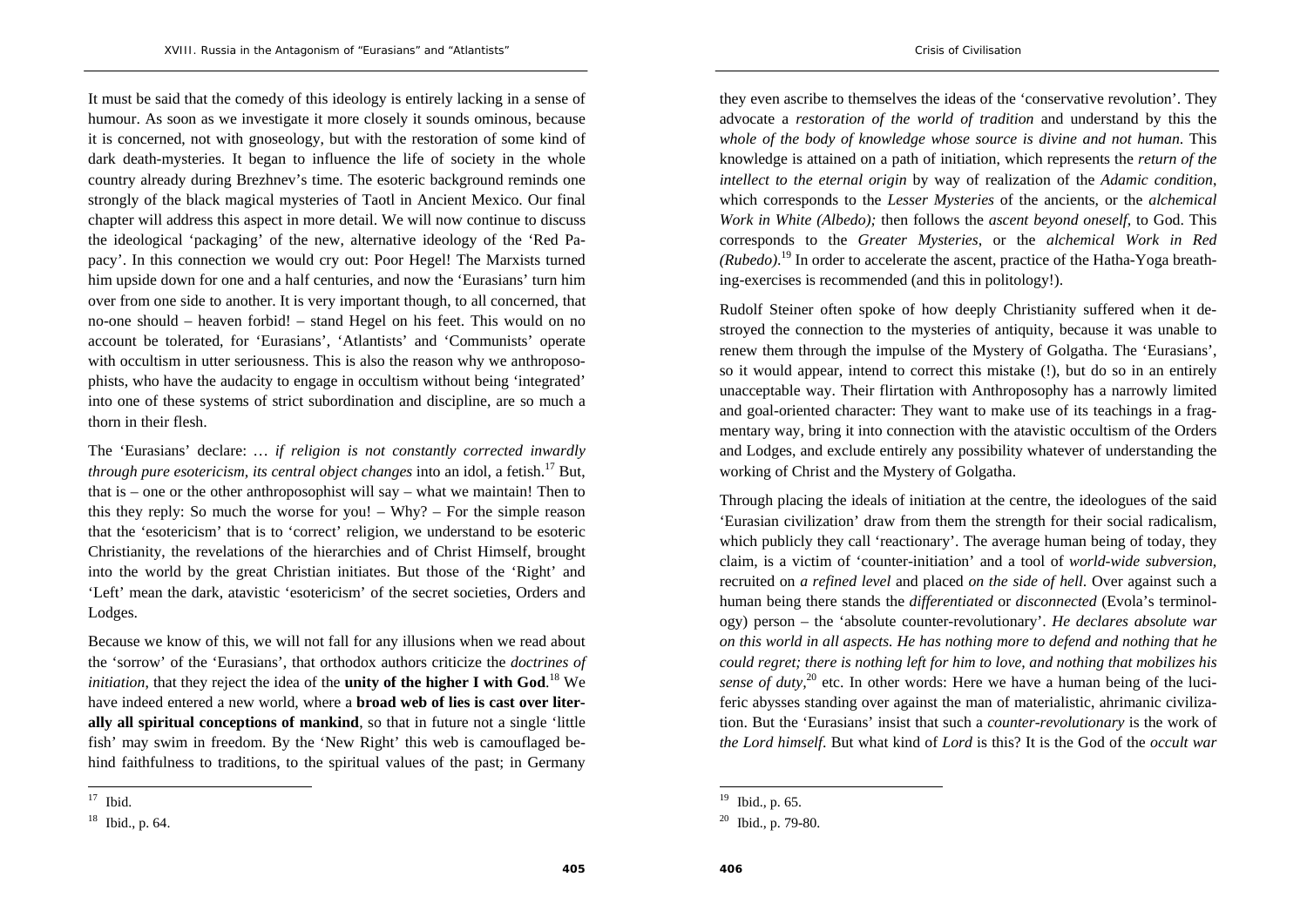It must be said that the comedy of this ideology is entirely lacking in a sense of humour. As soon as we investigate it more closely it sounds ominous, because it is concerned, not with gnoseology, but with the restoration of some kind of dark death-mysteries. It began to influence the life of society in the whole country already during Brezhnev's time. The esoteric background reminds one strongly of the black magical mysteries of Taotl in Ancient Mexico. Our final chapter will address this aspect in more detail. We will now continue to discuss the ideological 'packaging' of the new, alternative ideology of the 'Red Papacy'. In this connection we would cry out: Poor Hegel! The Marxists turned him upside down for one and a half centuries, and now the 'Eurasians' turn him over from one side to another. It is very important though, to all concerned, that no-one should – heaven forbid! – stand Hegel on his feet. This would on no account be tolerated, for 'Eurasians', 'Atlantists' and 'Communists' operate with occultism in utter seriousness. This is also the reason why we anthroposophists, who have the audacity to engage in occultism without being 'integrated' into one of these systems of strict subordination and discipline, are so much a thorn in their flesh.

The 'Eurasians' declare: … *if religion is not constantly corrected inwardly through pure esotericism, its central object changes* into an idol, a fetish.[17] But, that is – one or the other anthroposophist will say – what we maintain! Then to this they reply: So much the worse for you! – Why? – For the simple reason that the 'esotericism' that is to 'correct' religion, we understand to be esoteric Christianity, the revelations of the hierarchies and of Christ Himself, brought into the world by the great Christian initiates. But those of the 'Right' and 'Left' mean the dark, atavistic 'esotericism' of the secret societies, Orders and Lodges.

Because we know of this, we will not fall for any illusions when we read about the 'sorrow' of the 'Eurasians', that orthodox authors criticize the *doctrines of initiation*, that they reject the idea of the **unity of the higher I with God**.[18] We have indeed entered a new world, where a **broad web of lies is cast over literally all spiritual conceptions of mankind**, so that in future not a single 'little fish' may swim in freedom. By the 'New Right' this web is camouflaged behind faithfulness to traditions, to the spiritual values of the past; in Germany they even ascribe to themselves the ideas of the 'conservative revolution'. They advocate a *restoration of the world of tradition* and understand by this the *whole of the body of knowledge whose source is divine and not human*. This knowledge is attained on a path of initiation, which represents the *return of the intellect to the eternal origin* by way of realization of the *Adamic condition*, which corresponds to the *Lesser Mysteries* of the ancients, or the *alchemical Work in White (Albedo);* then follows the *ascent beyond oneself*, to God. This corresponds to the *Greater Mysteries*, or the *alchemical Work in Red (Rubedo)*.[19] In order to accelerate the ascent, practice of the Hatha-Yoga breathing-exercises is recommended (and this in politology!).

Rudolf Steiner often spoke of how deeply Christianity suffered when it destroyed the connection to the mysteries of antiquity, because it was unable to renew them through the impulse of the Mystery of Golgatha. The 'Eurasians', so it would appear, intend to correct this mistake (!), but do so in an entirely unacceptable way. Their flirtation with Anthroposophy has a narrowly limited and goal-oriented character: They want to make use of its teachings in a fragmentary way, bring it into connection with the atavistic occultism of the Orders and Lodges, and exclude entirely any possibility whatever of understanding the working of Christ and the Mystery of Golgatha.

Through placing the ideals of initiation at the centre, the ideologues of the said 'Eurasian civilization' draw from them the strength for their social radicalism, which publicly they call 'reactionary'. The average human being of today, they claim, is a victim of 'counter-initiation' and a tool of *world-wide subversion,* recruited on *a refined level* and placed *on the side of hell*. Over against such a human being there stands the *differentiated* or *disconnected* (Evola's terminology) person – the 'absolute counter-revolutionary'. *He declares absolute war on this world in all aspects. He has nothing more to defend and nothing that he could regret; there is nothing left for him to love, and nothing that mobilizes his sense of duty*,[20] etc. In other words: Here we have a human being of the luciferic abysses standing over against the man of materialistic, ahrimanic civilization. But the 'Eurasians' insist that such a *counter-revolutionary* is the work of *the Lord himself*. But what kind of *Lord* is this? It is the God of the *occult war*

---

[17] Ibid.

[18] Ibid., p. 64.

[19] Ibid., p. 65.

[20] Ibid., p. 79-80.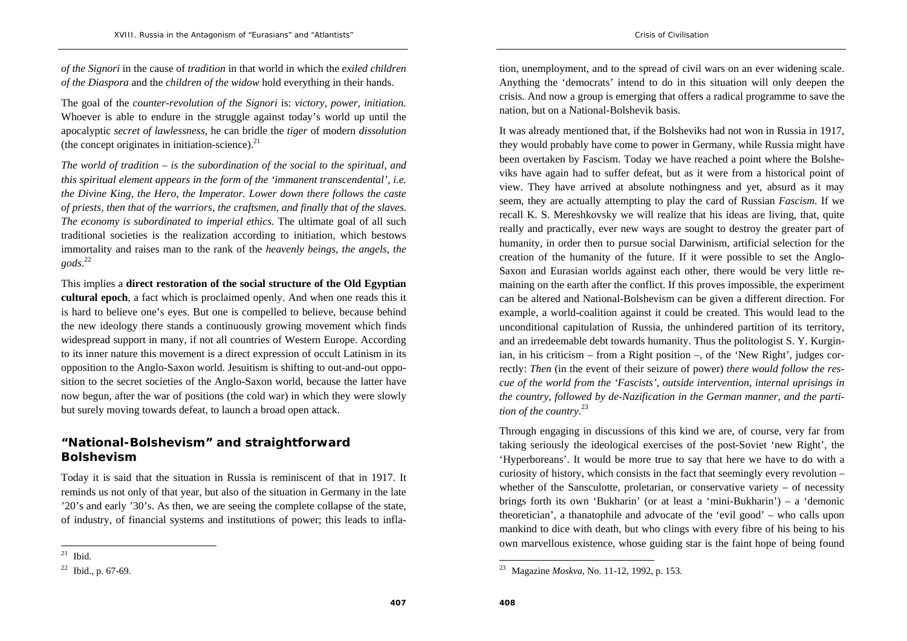*of the Signori* in the cause of *tradition* in that world in which the *exiled children of the Diaspora* and the *children of the widow* hold everything in their hands.

The goal of the *counter-revolution of the Signori* is: *victory, power, initiation.* Whoever is able to endure in the struggle against today's world up until the apocalyptic *secret of lawlessness*, he can bridle the *tiger* of modern *dissolution* (the concept originates in initiation-science).[21]

*The world of tradition – is the subordination of the social to the spiritual, and this spiritual element appears in the form of the 'immanent transcendental', i.e. the Divine King, the Hero, the Imperator. Lower down there follows the caste of priests, then that of the warriors, the craftsmen, and finally that of the slaves. The economy is subordinated to imperial ethics.* The ultimate goal of all such traditional societies is the realization according to initiation, which bestows immortality and raises man to the rank of the *heavenly beings, the angels, the gods*.[22]

This implies a **direct restoration of the social structure of the Old Egyptian cultural epoch**, a fact which is proclaimed openly. And when one reads this it is hard to believe one's eyes. But one is compelled to believe, because behind the new ideology there stands a continuously growing movement which finds widespread support in many, if not all countries of Western Europe. According to its inner nature this movement is a direct expression of occult Latinism in its opposition to the Anglo-Saxon world. Jesuitism is shifting to out-and-out opposition to the secret societies of the Anglo-Saxon world, because the latter have now begun, after the war of positions (the cold war) in which they were slowly but surely moving towards defeat, to launch a broad open attack.

## "National-Bolshevism" and straightforward Bolshevism

Today it is said that the situation in Russia is reminiscent of that in 1917. It reminds us not only of that year, but also of the situation in Germany in the late '20's and early '30's. As then, we are seeing the complete collapse of the state, of industry, of financial systems and institutions of power; this leads to inflation, unemployment, and to the spread of civil wars on an ever widening scale. Anything the 'democrats' intend to do in this situation will only deepen the crisis. And now a group is emerging that offers a radical programme to save the nation, but on a National-Bolshevik basis.

It was already mentioned that, if the Bolsheviks had not won in Russia in 1917, they would probably have come to power in Germany, while Russia might have been overtaken by Fascism. Today we have reached a point where the Bolsheviks have again had to suffer defeat, but as it were from a historical point of view. They have arrived at absolute nothingness and yet, absurd as it may seem, they are actually attempting to play the card of Russian *Fascism*. If we recall K. S. Mereshkovsky we will realize that his ideas are living, that, quite really and practically, ever new ways are sought to destroy the greater part of humanity, in order then to pursue social Darwinism, artificial selection for the creation of the humanity of the future. If it were possible to set the Anglo-Saxon and Eurasian worlds against each other, there would be very little remaining on the earth after the conflict. If this proves impossible, the experiment can be altered and National-Bolshevism can be given a different direction. For example, a world-coalition against it could be created. This would lead to the unconditional capitulation of Russia, the unhindered partition of its territory, and an irredeemable debt towards humanity. Thus the politologist S. Y. Kurginian, in his criticism – from a Right position –, of the 'New Right', judges correctly: *Then* (in the event of their seizure of power) *there would follow the rescue of the world from the 'Fascists', outside intervention, internal uprisings in the country, followed by de-Nazification in the German manner, and the partition of the country.*[23]

Through engaging in discussions of this kind we are, of course, very far from taking seriously the ideological exercises of the post-Soviet 'new Right', the 'Hyperboreans'. It would be more true to say that here we have to do with a curiosity of history, which consists in the fact that seemingly every revolution – whether of the Sansculotte, proletarian, or conservative variety – of necessity brings forth its own 'Bukharin' (or at least a 'mini-Bukharin') – a 'demonic theoretician', a thanatophile and advocate of the 'evil good' – who calls upon mankind to dice with death, but who clings with every fibre of his being to his own marvellous existence, whose guiding star is the faint hope of being found

---

[21] Ibid.

[22] Ibid., p. 67-69.

[23] Magazine *Moskva*, No. 11-12, 1992, p. 153.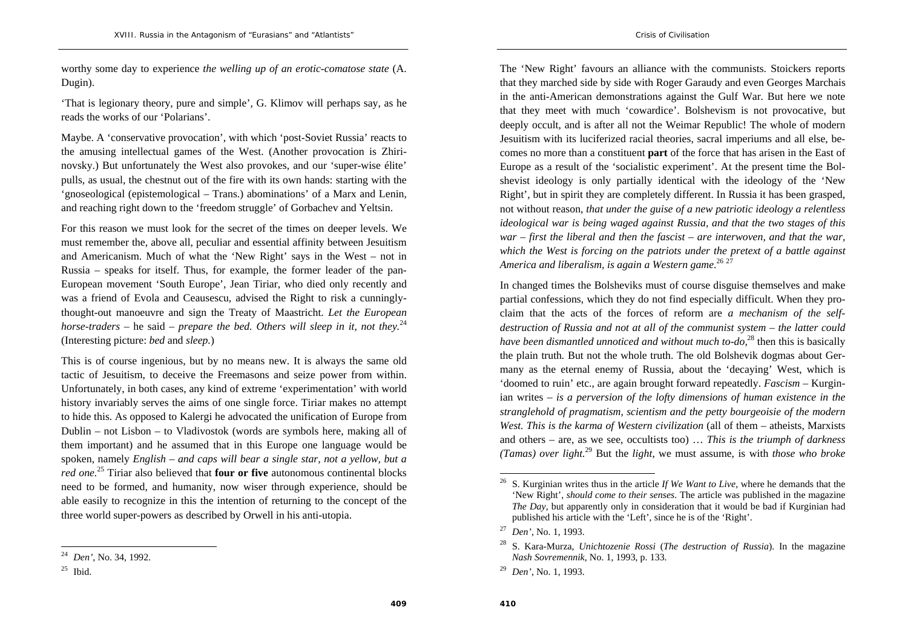worthy some day to experience *the welling up of an erotic-comatose state* (A. Dugin).

'That is legionary theory, pure and simple', G. Klimov will perhaps say, as he reads the works of our 'Polarians'.

Maybe. A 'conservative provocation', with which 'post-Soviet Russia' reacts to the amusing intellectual games of the West. (Another provocation is Zhirinovsky.) But unfortunately the West also provokes, and our 'super-wise élite' pulls, as usual, the chestnut out of the fire with its own hands: starting with the 'gnoseological (epistemological – Trans.) abominations' of a Marx and Lenin, and reaching right down to the 'freedom struggle' of Gorbachev and Yeltsin.

For this reason we must look for the secret of the times on deeper levels. We must remember the, above all, peculiar and essential affinity between Jesuitism and Americanism. Much of what the 'New Right' says in the West – not in Russia – speaks for itself. Thus, for example, the former leader of the pan-European movement 'South Europe', Jean Tiriar, who died only recently and was a friend of Evola and Ceausescu, advised the Right to risk a cunningly-thought-out manoeuvre and sign the Treaty of Maastricht. *Let the European horse-traders* – he said – *prepare the bed. Others will sleep in it, not they.*[24] (Interesting picture: *bed* and *sleep.*)

This is of course ingenious, but by no means new. It is always the same old tactic of Jesuitism, to deceive the Freemasons and seize power from within. Unfortunately, in both cases, any kind of extreme 'experimentation' with world history invariably serves the aims of one single force. Tiriar makes no attempt to hide this. As opposed to Kalergi he advocated the unification of Europe from Dublin – not Lisbon – to Vladivostok (words are symbols here, making all of them important) and he assumed that in this Europe one language would be spoken, namely *English – and caps will bear a single star, not a yellow, but a red one.*[25] Tiriar also believed that **four or five** autonomous continental blocks need to be formed, and humanity, now wiser through experience, should be able easily to recognize in this the intention of returning to the concept of the three world super-powers as described by Orwell in his anti-utopia.

The 'New Right' favours an alliance with the communists. Stoickers reports that they marched side by side with Roger Garaudy and even Georges Marchais in the anti-American demonstrations against the Gulf War. But here we note that they meet with much 'cowardice'. Bolshevism is not provocative, but deeply occult, and is after all not the Weimar Republic! The whole of modern Jesuitism with its luciferized racial theories, sacral imperiums and all else, becomes no more than a constituent **part** of the force that has arisen in the East of Europe as a result of the 'socialistic experiment'. At the present time the Bolshevist ideology is only partially identical with the ideology of the 'New Right', but in spirit they are completely different. In Russia it has been grasped, not without reason, *that under the guise of a new patriotic ideology a relentless ideological war is being waged against Russia, and that the two stages of this war – first the liberal and then the fascist – are interwoven, and that the war, which the West is forcing on the patriots under the pretext of a battle against America and liberalism, is again a Western game.*[26] [27]

In changed times the Bolsheviks must of course disguise themselves and make partial confessions, which they do not find especially difficult. When they proclaim that the acts of the forces of reform are *a mechanism of the self-destruction of Russia and not at all of the communist system – the latter could have been dismantled unnoticed and without much to-do,*[28] then this is basically the plain truth. But not the whole truth. The old Bolshevik dogmas about Germany as the eternal enemy of Russia, about the 'decaying' West, which is 'doomed to ruin' etc., are again brought forward repeatedly. *Fascism* – Kurginian writes – *is a perversion of the lofty dimensions of human existence in the stranglehold of pragmatism, scientism and the petty bourgeoisie of the modern West. This is the karma of Western civilization* (all of them – atheists, Marxists and others – are, as we see, occultists too) … *This is the triumph of darkness (Tamas) over light.*[29] But the *light*, we must assume, is with *those who broke*

---

[24] *Den'*, No. 34, 1992.

[25] Ibid.

[26] S. Kurginian writes thus in the article *If We Want to Live*, where he demands that the 'New Right', *should come to their senses*. The article was published in the magazine *The Day*, but apparently only in consideration that it would be bad if Kurginian had published his article with the 'Left', since he is of the 'Right'.

[27] *Den'*, No. 1, 1993.

[28] S. Kara-Murza, *Unichtozenie Rossi* (*The destruction of Russia*). In the magazine *Nash Sovremennik*, No. 1, 1993, p. 133.

[29] *Den'*, No. 1, 1993.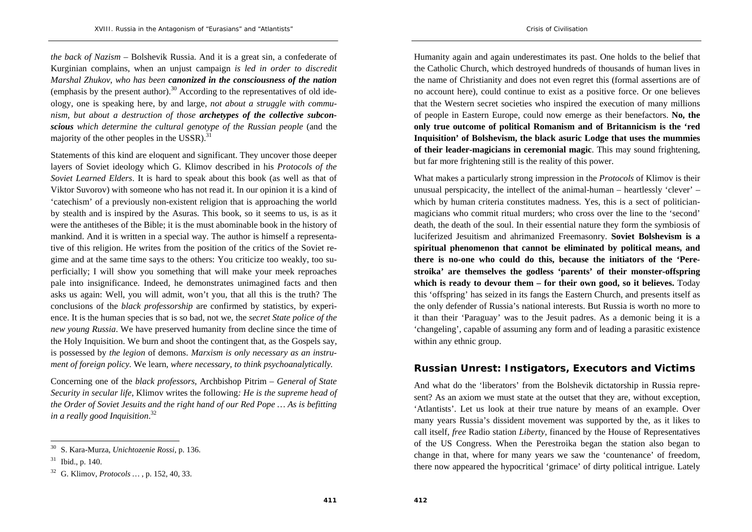*the back of Nazism* – Bolshevik Russia. And it is a great sin, a confederate of Kurginian complains, when an unjust campaign *is led in order to discredit Marshal Zhukov, who has been **canonized in the consciousness of the nation*** (emphasis by the present author).[30] According to the representatives of old ideology, one is speaking here, by and large, *not about a struggle with communism, but about a destruction of those **archetypes of the collective subconscious** which determine the cultural genotype of the Russian people* (and the majority of the other peoples in the USSR).[31]

Statements of this kind are eloquent and significant. They uncover those deeper layers of Soviet ideology which G. Klimov described in his *Protocols of the Soviet Learned Elders*. It is hard to speak about this book (as well as that of Viktor Suvorov) with someone who has not read it. In our opinion it is a kind of 'catechism' of a previously non-existent religion that is approaching the world by stealth and is inspired by the Asuras. This book, so it seems to us, is as it were the antitheses of the Bible; it is the must abominable book in the history of mankind. And it is written in a special way. The author is himself a representative of this religion. He writes from the position of the critics of the Soviet regime and at the same time says to the others: You criticize too weakly, too superficially; I will show you something that will make your meek reproaches pale into insignificance. Indeed, he demonstrates unimagined facts and then asks us again: Well, you will admit, won't you, that all this is the truth? The conclusions of the *black professorship* are confirmed by statistics, by experience. It is the human species that is so bad, not we, the *secret State police of the new young Russia*. We have preserved humanity from decline since the time of the Holy Inquisition. We burn and shoot the contingent that, as the Gospels say, is possessed by *the legion* of demons. *Marxism is only necessary as an instrument of foreign policy*. We learn*, where necessary, to think psychoanalytically.*

Concerning one of the *black professors*, Archbishop Pitrim – *General of State Security in secular life*, Klimov writes the following*: He is the supreme head of the Order of Soviet Jesuits and the right hand of our Red Pope … As is befitting in a really good Inquisition*.[32]

[30] S. Kara-Murza, *Unichtozenie Rossi*, p. 136.

[31] Ibid., p. 140.

[32] G. Klimov, *Protocols …* , p. 152, 40, 33.

Humanity again and again underestimates its past. One holds to the belief that the Catholic Church, which destroyed hundreds of thousands of human lives in the name of Christianity and does not even regret this (formal assertions are of no account here), could continue to exist as a positive force. Or one believes that the Western secret societies who inspired the execution of many millions of people in Eastern Europe, could now emerge as their benefactors. **No, the only true outcome of political Romanism and of Britannicism is the 'red Inquisition' of Bolshevism, the black asuric Lodge that uses the mummies of their leader-magicians in ceremonial magic**. This may sound frightening, but far more frightening still is the reality of this power.

What makes a particularly strong impression in the *Protocols* of Klimov is their unusual perspicacity, the intellect of the animal-human – heartlessly 'clever' – which by human criteria constitutes madness. Yes, this is a sect of politician-magicians who commit ritual murders; who cross over the line to the 'second' death, the death of the soul. In their essential nature they form the symbiosis of luciferized Jesuitism and ahrimanized Freemasonry. **Soviet Bolshevism is a spiritual phenomenon that cannot be eliminated by political means, and there is no-one who could do this, because the initiators of the 'Perestroika' are themselves the godless 'parents' of their monster-offspring which is ready to devour them – for their own good, so it believes.** Today this 'offspring' has seized in its fangs the Eastern Church, and presents itself as the only defender of Russia's national interests. But Russia is worth no more to it than their 'Paraguay' was to the Jesuit padres. As a demonic being it is a 'changeling', capable of assuming any form and of leading a parasitic existence within any ethnic group.

## Russian Unrest: Instigators, Executors and Victims

And what do the 'liberators' from the Bolshevik dictatorship in Russia represent? As an axiom we must state at the outset that they are, without exception, 'Atlantists'. Let us look at their true nature by means of an example. Over many years Russia's dissident movement was supported by the, as it likes to call itself, *free* Radio station *Liberty*, financed by the House of Representatives of the US Congress. When the Perestroika began the station also began to change in that, where for many years we saw the 'countenance' of freedom, there now appeared the hypocritical 'grimace' of dirty political intrigue. Lately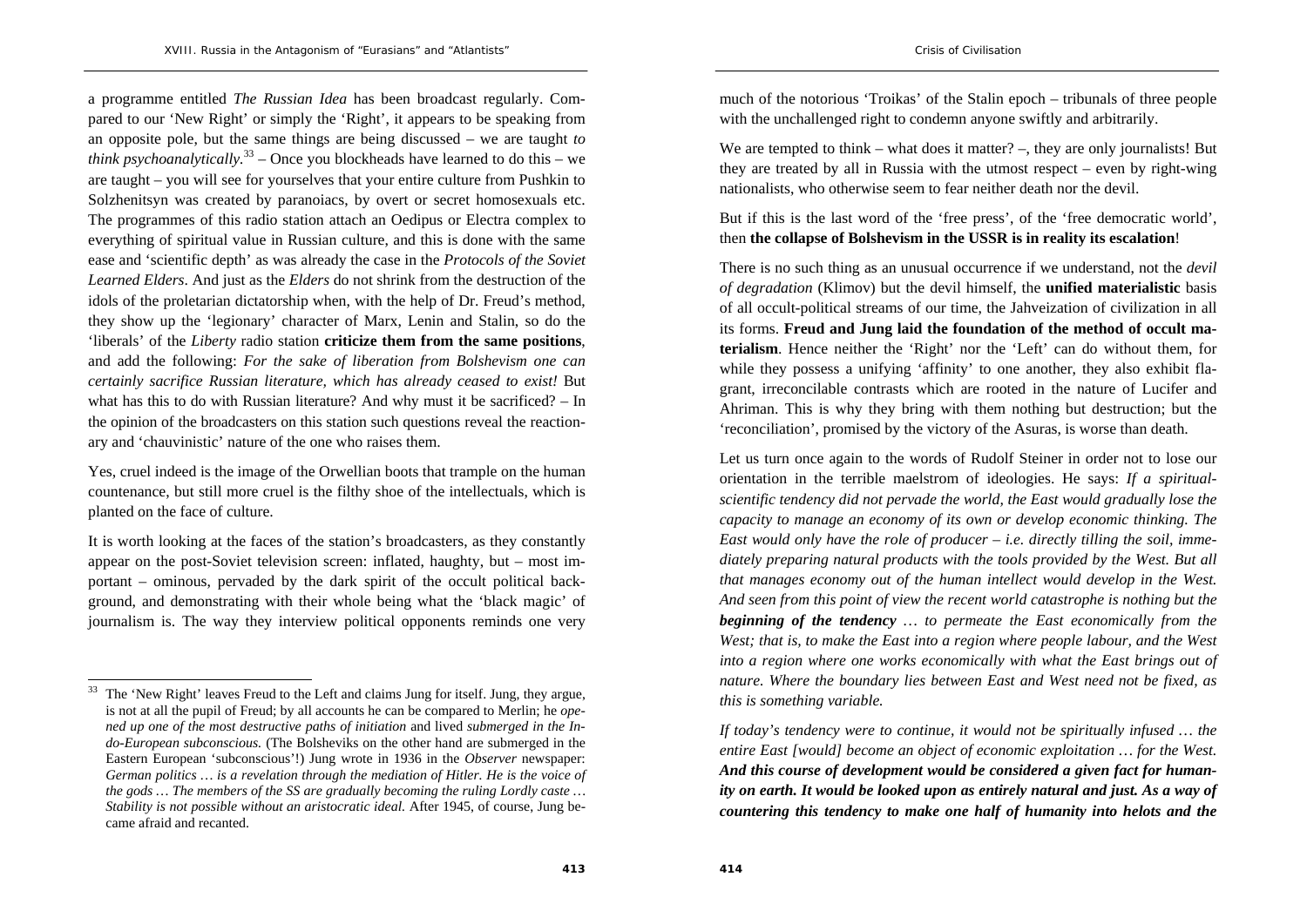a programme entitled *The Russian Idea* has been broadcast regularly. Compared to our 'New Right' or simply the 'Right', it appears to be speaking from an opposite pole, but the same things are being discussed – we are taught *to think psychoanalytically.*[33] – Once you blockheads have learned to do this – we are taught – you will see for yourselves that your entire culture from Pushkin to Solzhenitsyn was created by paranoiacs, by overt or secret homosexuals etc. The programmes of this radio station attach an Oedipus or Electra complex to everything of spiritual value in Russian culture, and this is done with the same ease and 'scientific depth' as was already the case in the *Protocols of the Soviet Learned Elders*. And just as the *Elders* do not shrink from the destruction of the idols of the proletarian dictatorship when, with the help of Dr. Freud's method, they show up the 'legionary' character of Marx, Lenin and Stalin, so do the 'liberals' of the *Liberty* radio station **criticize them from the same positions**, and add the following: *For the sake of liberation from Bolshevism one can certainly sacrifice Russian literature, which has already ceased to exist!* But what has this to do with Russian literature? And why must it be sacrificed? – In the opinion of the broadcasters on this station such questions reveal the reactionary and 'chauvinistic' nature of the one who raises them.

Yes, cruel indeed is the image of the Orwellian boots that trample on the human countenance, but still more cruel is the filthy shoe of the intellectuals, which is planted on the face of culture.

It is worth looking at the faces of the station's broadcasters, as they constantly appear on the post-Soviet television screen: inflated, haughty, but – most important – ominous, pervaded by the dark spirit of the occult political background, and demonstrating with their whole being what the 'black magic' of journalism is. The way they interview political opponents reminds one very much of the notorious 'Troikas' of the Stalin epoch – tribunals of three people with the unchallenged right to condemn anyone swiftly and arbitrarily.

We are tempted to think – what does it matter? –, they are only journalists! But they are treated by all in Russia with the utmost respect – even by right-wing nationalists, who otherwise seem to fear neither death nor the devil.

But if this is the last word of the 'free press', of the 'free democratic world', then **the collapse of Bolshevism in the USSR is in reality its escalation**!

There is no such thing as an unusual occurrence if we understand, not the *devil of degradation* (Klimov) but the devil himself, the **unified materialistic** basis of all occult-political streams of our time, the Jahveization of civilization in all its forms. **Freud and Jung laid the foundation of the method of occult materialism**. Hence neither the 'Right' nor the 'Left' can do without them, for while they possess a unifying 'affinity' to one another, they also exhibit flagrant, irreconcilable contrasts which are rooted in the nature of Lucifer and Ahriman. This is why they bring with them nothing but destruction; but the 'reconciliation', promised by the victory of the Asuras, is worse than death.

Let us turn once again to the words of Rudolf Steiner in order not to lose our orientation in the terrible maelstrom of ideologies. He says: *If a spiritual-scientific tendency did not pervade the world, the East would gradually lose the capacity to manage an economy of its own or develop economic thinking. The East would only have the role of producer – i.e. directly tilling the soil, immediately preparing natural products with the tools provided by the West. But all that manages economy out of the human intellect would develop in the West. And seen from this point of view the recent world catastrophe is nothing but the* ***beginning of the tendency*** *… to permeate the East economically from the West; that is, to make the East into a region where people labour, and the West into a region where one works economically with what the East brings out of nature. Where the boundary lies between East and West need not be fixed, as this is something variable.*

*If today's tendency were to continue, it would not be spiritually infused … the entire East [would] become an object of economic exploitation … for the West.* ***And this course of development would be considered a given fact for humanity on earth. It would be looked upon as entirely natural and just. As a way of countering this tendency to make one half of humanity into helots and the***

---

[33] The 'New Right' leaves Freud to the Left and claims Jung for itself. Jung, they argue, is not at all the pupil of Freud; by all accounts he can be compared to Merlin; he *opened up one of the most destructive paths of initiation* and lived *submerged in the Indo-European subconscious.* (The Bolsheviks on the other hand are submerged in the Eastern European 'subconscious'!) Jung wrote in 1936 in the *Observer* newspaper: *German politics … is a revelation through the mediation of Hitler. He is the voice of the gods … The members of the SS are gradually becoming the ruling Lordly caste … Stability is not possible without an aristocratic ideal.* After 1945, of course, Jung became afraid and recanted.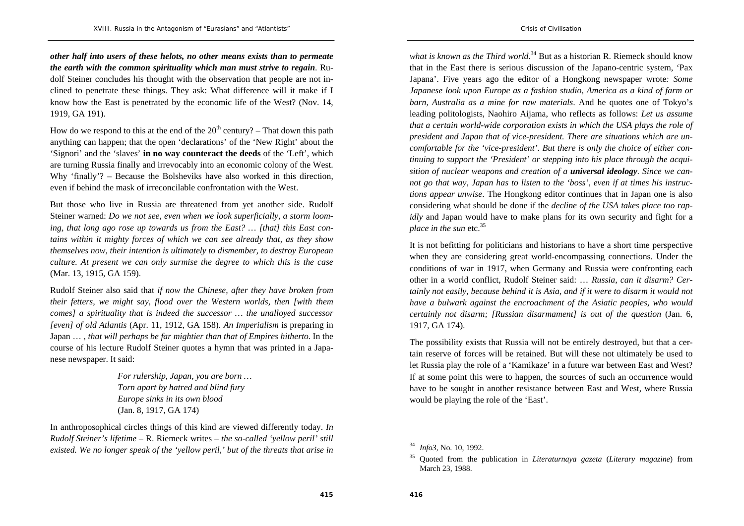***other half into users of these helots, no other means exists than to permeate the earth with the common spirituality which man must strive to regain***. Rudolf Steiner concludes his thought with the observation that people are not inclined to penetrate these things. They ask: What difference will it make if I know how the East is penetrated by the economic life of the West? (Nov. 14, 1919, GA 191).

How do we respond to this at the end of the $20^{th}$ century? – That down this path anything can happen; that the open 'declarations' of the 'New Right' about the 'Signori' and the 'slaves' **in no way counteract the deeds** of the 'Left', which are turning Russia finally and irrevocably into an economic colony of the West. Why 'finally'? – Because the Bolsheviks have also worked in this direction, even if behind the mask of irreconcilable confrontation with the West.

But those who live in Russia are threatened from yet another side. Rudolf Steiner warned: *Do we not see, even when we look superficially, a storm looming, that long ago rose up towards us from the East? … [that] this East contains within it mighty forces of which we can see already that, as they show themselves now, their intention is ultimately to dismember, to destroy European culture. At present we can only surmise the degree to which this is the case* (Mar. 13, 1915, GA 159).

Rudolf Steiner also said that *if now the Chinese, after they have broken from their fetters, we might say, flood over the Western worlds, then [with them comes] a spirituality that is indeed the successor … the unalloyed successor [even] of old Atlantis* (Apr. 11, 1912, GA 158). *An Imperialism* is preparing in Japan … , *that will perhaps be far mightier than that of Empires hitherto*. In the course of his lecture Rudolf Steiner quotes a hymn that was printed in a Japanese newspaper. It said:

> *For rulership, Japan, you are born …*
> *Torn apart by hatred and blind fury*
> *Europe sinks in its own blood*
> (Jan. 8, 1917, GA 174)

In anthroposophical circles things of this kind are viewed differently today. *In Rudolf Steiner's lifetime* – R. Riemeck writes – *the so-called 'yellow peril' still existed. We no longer speak of the 'yellow peril,' but of the threats that arise in what is known as the Third world*.[34] But as a historian R. Riemeck should know that in the East there is serious discussion of the Japano-centric system, 'Pax Japana'. Five years ago the editor of a Hongkong newspaper wrote*: Some Japanese look upon Europe as a fashion studio, America as a kind of farm or barn, Australia as a mine for raw materials*. And he quotes one of Tokyo's leading politologists, Naohiro Aijama, who reflects as follows: *Let us assume that a certain world-wide corporation exists in which the USA plays the role of president and Japan that of vice-president. There are situations which are uncomfortable for the 'vice-president'. But there is only the choice of either continuing to support the 'President' or stepping into his place through the acquisition of nuclear weapons and creation of a* ***universal ideology***. *Since we cannot go that way, Japan has to listen to the 'boss', even if at times his instructions appear unwise*. The Hongkong editor continues that in Japan one is also considering what should be done if the *decline of the USA takes place too rapidly* and Japan would have to make plans for its own security and fight for a *place in the sun* etc.[35]

It is not befitting for politicians and historians to have a short time perspective when they are considering great world-encompassing connections. Under the conditions of war in 1917, when Germany and Russia were confronting each other in a world conflict, Rudolf Steiner said: … *Russia, can it disarm? Certainly not easily, because behind it is Asia, and if it were to disarm it would not have a bulwark against the encroachment of the Asiatic peoples, who would certainly not disarm; [Russian disarmament] is out of the question* (Jan. 6, 1917, GA 174).

The possibility exists that Russia will not be entirely destroyed, but that a certain reserve of forces will be retained. But will these not ultimately be used to let Russia play the role of a 'Kamikaze' in a future war between East and West? If at some point this were to happen, the sources of such an occurrence would have to be sought in another resistance between East and West, where Russia would be playing the role of the 'East'.

---

[34] *Info3*, No. 10, 1992.

[35] Quoted from the publication in *Literaturnaya gazeta* (*Literary magazine*) from March 23, 1988.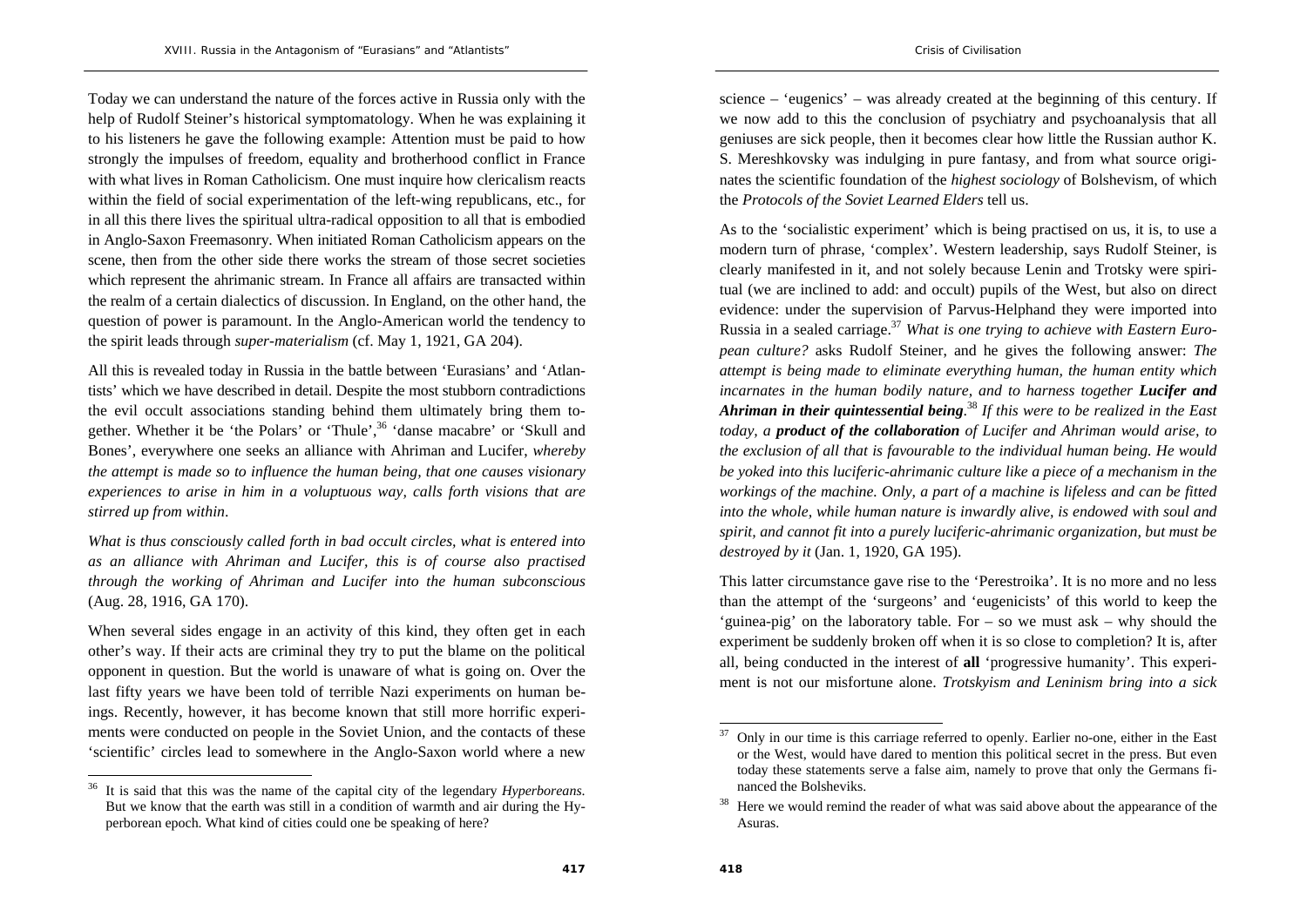Today we can understand the nature of the forces active in Russia only with the help of Rudolf Steiner's historical symptomatology. When he was explaining it to his listeners he gave the following example: Attention must be paid to how strongly the impulses of freedom, equality and brotherhood conflict in France with what lives in Roman Catholicism. One must inquire how clericalism reacts within the field of social experimentation of the left-wing republicans, etc., for in all this there lives the spiritual ultra-radical opposition to all that is embodied in Anglo-Saxon Freemasonry. When initiated Roman Catholicism appears on the scene, then from the other side there works the stream of those secret societies which represent the ahrimanic stream. In France all affairs are transacted within the realm of a certain dialectics of discussion. In England, on the other hand, the question of power is paramount. In the Anglo-American world the tendency to the spirit leads through *super-materialism* (cf. May 1, 1921, GA 204).

All this is revealed today in Russia in the battle between 'Eurasians' and 'Atlantists' which we have described in detail. Despite the most stubborn contradictions the evil occult associations standing behind them ultimately bring them together. Whether it be 'the Polars' or 'Thule',[36] 'danse macabre' or 'Skull and Bones', everywhere one seeks an alliance with Ahriman and Lucifer, *whereby the attempt is made so to influence the human being, that one causes visionary experiences to arise in him in a voluptuous way, calls forth visions that are stirred up from within*.

*What is thus consciously called forth in bad occult circles, what is entered into as an alliance with Ahriman and Lucifer, this is of course also practised through the working of Ahriman and Lucifer into the human subconscious* (Aug. 28, 1916, GA 170).

When several sides engage in an activity of this kind, they often get in each other's way. If their acts are criminal they try to put the blame on the political opponent in question. But the world is unaware of what is going on. Over the last fifty years we have been told of terrible Nazi experiments on human beings. Recently, however, it has become known that still more horrific experiments were conducted on people in the Soviet Union, and the contacts of these 'scientific' circles lead to somewhere in the Anglo-Saxon world where a new science – 'eugenics' – was already created at the beginning of this century. If we now add to this the conclusion of psychiatry and psychoanalysis that all geniuses are sick people, then it becomes clear how little the Russian author K. S. Mereshkovsky was indulging in pure fantasy, and from what source originates the scientific foundation of the *highest sociology* of Bolshevism, of which the *Protocols of the Soviet Learned Elders* tell us.

As to the 'socialistic experiment' which is being practised on us, it is, to use a modern turn of phrase, 'complex'. Western leadership, says Rudolf Steiner, is clearly manifested in it, and not solely because Lenin and Trotsky were spiritual (we are inclined to add: and occult) pupils of the West, but also on direct evidence: under the supervision of Parvus-Helphand they were imported into Russia in a sealed carriage.[37] *What is one trying to achieve with Eastern European culture?* asks Rudolf Steiner, and he gives the following answer: *The attempt is being made to eliminate everything human, the human entity which incarnates in the human bodily nature, and to harness together **Lucifer and Ahriman in their quintessential being**.*[38] *If this were to be realized in the East today, a **product of the collaboration** of Lucifer and Ahriman would arise, to the exclusion of all that is favourable to the individual human being. He would be yoked into this luciferic-ahrimanic culture like a piece of a mechanism in the workings of the machine. Only, a part of a machine is lifeless and can be fitted into the whole, while human nature is inwardly alive, is endowed with soul and spirit, and cannot fit into a purely luciferic-ahrimanic organization, but must be destroyed by it* (Jan. 1, 1920, GA 195).

This latter circumstance gave rise to the 'Perestroika'. It is no more and no less than the attempt of the 'surgeons' and 'eugenicists' of this world to keep the 'guinea-pig' on the laboratory table. For – so we must ask – why should the experiment be suddenly broken off when it is so close to completion? It is, after all, being conducted in the interest of **all** 'progressive humanity'. This experiment is not our misfortune alone. *Trotskyism and Leninism bring into a sick*

---

[36] It is said that this was the name of the capital city of the legendary *Hyperboreans*. But we know that the earth was still in a condition of warmth and air during the Hyperborean epoch. What kind of cities could one be speaking of here?

[37] Only in our time is this carriage referred to openly. Earlier no-one, either in the East or the West, would have dared to mention this political secret in the press. But even today these statements serve a false aim, namely to prove that only the Germans financed the Bolsheviks.

[38] Here we would remind the reader of what was said above about the appearance of the Asuras.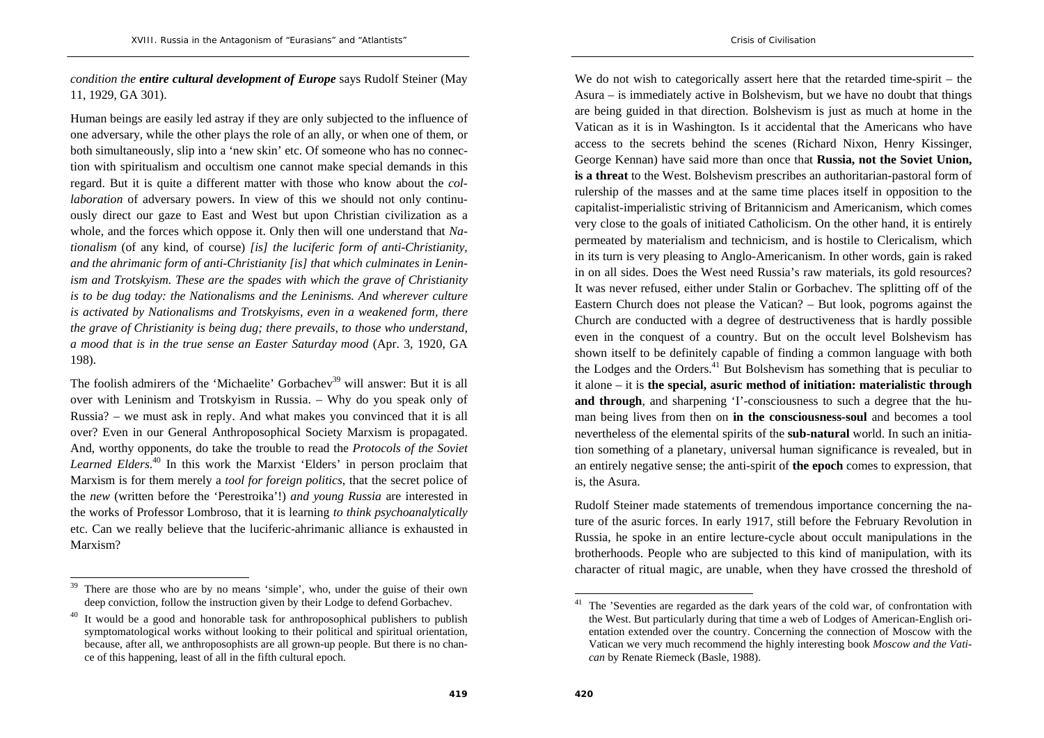*condition the **entire cultural development of Europe*** says Rudolf Steiner (May 11, 1929, GA 301).

Human beings are easily led astray if they are only subjected to the influence of one adversary, while the other plays the role of an ally, or when one of them, or both simultaneously, slip into a 'new skin' etc. Of someone who has no connection with spiritualism and occultism one cannot make special demands in this regard. But it is quite a different matter with those who know about the *collaboration* of adversary powers. In view of this we should not only continuously direct our gaze to East and West but upon Christian civilization as a whole, and the forces which oppose it. Only then will one understand that *Nationalism* (of any kind, of course) *[is] the luciferic form of anti-Christianity, and the ahrimanic form of anti-Christianity [is] that which culminates in Leninism and Trotskyism. These are the spades with which the grave of Christianity is to be dug today: the Nationalisms and the Leninisms. And wherever culture is activated by Nationalisms and Trotskyisms, even in a weakened form, there the grave of Christianity is being dug; there prevails, to those who understand, a mood that is in the true sense an Easter Saturday mood* (Apr. 3, 1920, GA 198).

The foolish admirers of the 'Michaelite' Gorbachev[39] will answer: But it is all over with Leninism and Trotskyism in Russia. – Why do you speak only of Russia? – we must ask in reply. And what makes you convinced that it is all over? Even in our General Anthroposophical Society Marxism is propagated. And, worthy opponents, do take the trouble to read the *Protocols of the Soviet Learned Elders*.[40] In this work the Marxist 'Elders' in person proclaim that Marxism is for them merely a *tool for foreign politics*, that the secret police of the *new* (written before the 'Perestroika'!) *and young Russia* are interested in the works of Professor Lombroso, that it is learning *to think psychoanalytically* etc. Can we really believe that the luciferic-ahrimanic alliance is exhausted in Marxism?

We do not wish to categorically assert here that the retarded time-spirit – the Asura – is immediately active in Bolshevism, but we have no doubt that things are being guided in that direction. Bolshevism is just as much at home in the Vatican as it is in Washington. Is it accidental that the Americans who have access to the secrets behind the scenes (Richard Nixon, Henry Kissinger, George Kennan) have said more than once that **Russia, not the Soviet Union, is a threat** to the West. Bolshevism prescribes an authoritarian-pastoral form of rulership of the masses and at the same time places itself in opposition to the capitalist-imperialistic striving of Britannicism and Americanism, which comes very close to the goals of initiated Catholicism. On the other hand, it is entirely permeated by materialism and technicism, and is hostile to Clericalism, which in its turn is very pleasing to Anglo-Americanism. In other words, gain is raked in on all sides. Does the West need Russia's raw materials, its gold resources? It was never refused, either under Stalin or Gorbachev. The splitting off of the Eastern Church does not please the Vatican? – But look, pogroms against the Church are conducted with a degree of destructiveness that is hardly possible even in the conquest of a country. But on the occult level Bolshevism has shown itself to be definitely capable of finding a common language with both the Lodges and the Orders.[41] But Bolshevism has something that is peculiar to it alone – it is **the special, asuric method of initiation: materialistic through and through**, and sharpening 'I'-consciousness to such a degree that the human being lives from then on **in the consciousness-soul** and becomes a tool nevertheless of the elemental spirits of the **sub-natural** world. In such an initiation something of a planetary, universal human significance is revealed, but in an entirely negative sense; the anti-spirit of **the epoch** comes to expression, that is, the Asura.

Rudolf Steiner made statements of tremendous importance concerning the nature of the asuric forces. In early 1917, still before the February Revolution in Russia, he spoke in an entire lecture-cycle about occult manipulations in the brotherhoods. People who are subjected to this kind of manipulation, with its character of ritual magic, are unable, when they have crossed the threshold of

---

[39] There are those who are by no means 'simple', who, under the guise of their own deep conviction, follow the instruction given by their Lodge to defend Gorbachev.

[40] It would be a good and honorable task for anthroposophical publishers to publish symptomatological works without looking to their political and spiritual orientation, because, after all, we anthroposophists are all grown-up people. But there is no chance of this happening, least of all in the fifth cultural epoch.

[41] The 'Seventies are regarded as the dark years of the cold war, of confrontation with the West. But particularly during that time a web of Lodges of American-English orientation extended over the country. Concerning the connection of Moscow with the Vatican we very much recommend the highly interesting book *Moscow and the Vatican* by Renate Riemeck (Basle, 1988).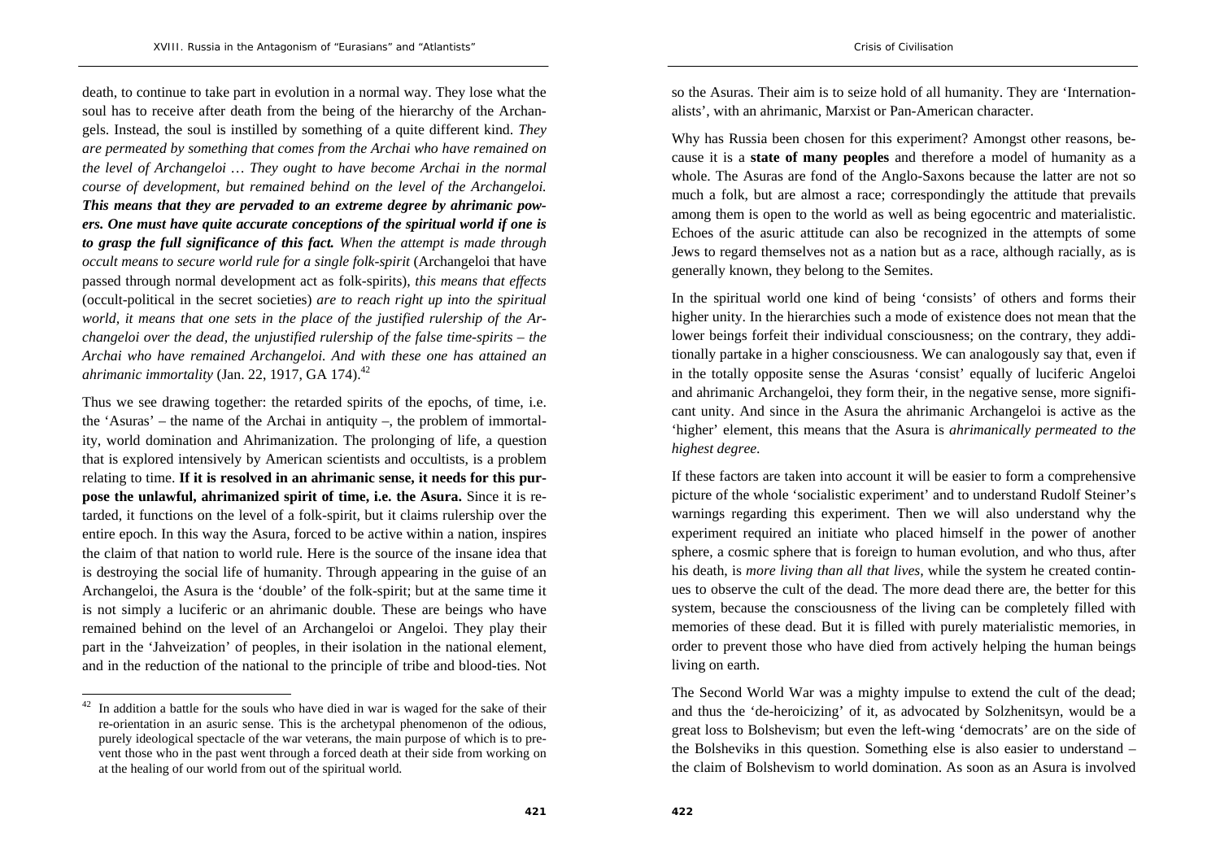death, to continue to take part in evolution in a normal way. They lose what the soul has to receive after death from the being of the hierarchy of the Archangels. Instead, the soul is instilled by something of a quite different kind. *They are permeated by something that comes from the Archai who have remained on the level of Archangeloi … They ought to have become Archai in the normal course of development, but remained behind on the level of the Archangeloi.* ***This means that they are pervaded to an extreme degree by ahrimanic powers. One must have quite accurate conceptions of the spiritual world if one is to grasp the full significance of this fact.*** *When the attempt is made through occult means to secure world rule for a single folk-spirit* (Archangeloi that have passed through normal development act as folk-spirits), *this means that effects* (occult-political in the secret societies) *are to reach right up into the spiritual world, it means that one sets in the place of the justified rulership of the Archangeloi over the dead, the unjustified rulership of the false time-spirits – the Archai who have remained Archangeloi. And with these one has attained an ahrimanic immortality* (Jan. 22, 1917, GA 174).[42]

Thus we see drawing together: the retarded spirits of the epochs, of time, i.e. the 'Asuras' – the name of the Archai in antiquity –, the problem of immortality, world domination and Ahrimanization. The prolonging of life, a question that is explored intensively by American scientists and occultists, is a problem relating to time. **If it is resolved in an ahrimanic sense, it needs for this purpose the unlawful, ahrimanized spirit of time, i.e. the Asura.** Since it is retarded, it functions on the level of a folk-spirit, but it claims rulership over the entire epoch. In this way the Asura, forced to be active within a nation, inspires the claim of that nation to world rule. Here is the source of the insane idea that is destroying the social life of humanity. Through appearing in the guise of an Archangeloi, the Asura is the 'double' of the folk-spirit; but at the same time it is not simply a luciferic or an ahrimanic double. These are beings who have remained behind on the level of an Archangeloi or Angeloi. They play their part in the 'Jahveization' of peoples, in their isolation in the national element, and in the reduction of the national to the principle of tribe and blood-ties. Not so the Asuras. Their aim is to seize hold of all humanity. They are 'Internationalists', with an ahrimanic, Marxist or Pan-American character.

Why has Russia been chosen for this experiment? Amongst other reasons, because it is a **state of many peoples** and therefore a model of humanity as a whole. The Asuras are fond of the Anglo-Saxons because the latter are not so much a folk, but are almost a race; correspondingly the attitude that prevails among them is open to the world as well as being egocentric and materialistic. Echoes of the asuric attitude can also be recognized in the attempts of some Jews to regard themselves not as a nation but as a race, although racially, as is generally known, they belong to the Semites.

In the spiritual world one kind of being 'consists' of others and forms their higher unity. In the hierarchies such a mode of existence does not mean that the lower beings forfeit their individual consciousness; on the contrary, they additionally partake in a higher consciousness. We can analogously say that, even if in the totally opposite sense the Asuras 'consist' equally of luciferic Angeloi and ahrimanic Archangeloi, they form their, in the negative sense, more significant unity. And since in the Asura the ahrimanic Archangeloi is active as the 'higher' element, this means that the Asura is *ahrimanically permeated to the highest degree*.

If these factors are taken into account it will be easier to form a comprehensive picture of the whole 'socialistic experiment' and to understand Rudolf Steiner's warnings regarding this experiment. Then we will also understand why the experiment required an initiate who placed himself in the power of another sphere, a cosmic sphere that is foreign to human evolution, and who thus, after his death, is *more living than all that lives,* while the system he created continues to observe the cult of the dead. The more dead there are, the better for this system, because the consciousness of the living can be completely filled with memories of these dead. But it is filled with purely materialistic memories, in order to prevent those who have died from actively helping the human beings living on earth.

The Second World War was a mighty impulse to extend the cult of the dead; and thus the 'de-heroicizing' of it, as advocated by Solzhenitsyn, would be a great loss to Bolshevism; but even the left-wing 'democrats' are on the side of the Bolsheviks in this question. Something else is also easier to understand – the claim of Bolshevism to world domination. As soon as an Asura is involved

---

[42] In addition a battle for the souls who have died in war is waged for the sake of their re-orientation in an asuric sense. This is the archetypal phenomenon of the odious, purely ideological spectacle of the war veterans, the main purpose of which is to prevent those who in the past went through a forced death at their side from working on at the healing of our world from out of the spiritual world.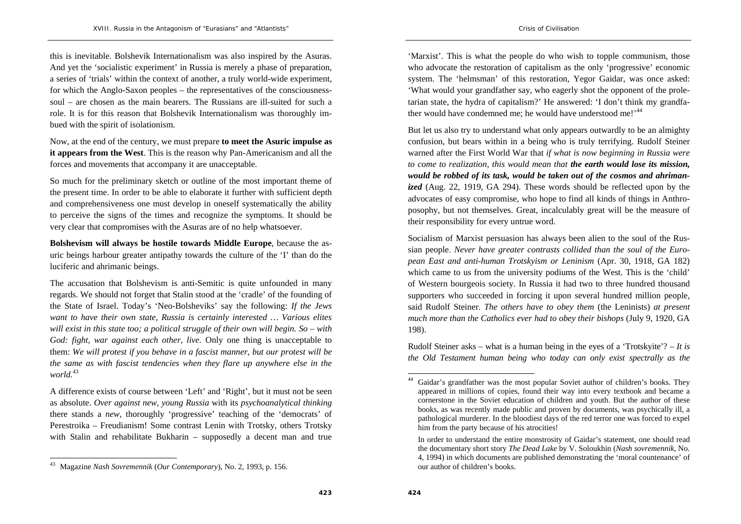this is inevitable. Bolshevik Internationalism was also inspired by the Asuras. And yet the 'socialistic experiment' in Russia is merely a phase of preparation, a series of 'trials' within the context of another, a truly world-wide experiment, for which the Anglo-Saxon peoples – the representatives of the consciousness-soul – are chosen as the main bearers. The Russians are ill-suited for such a role. It is for this reason that Bolshevik Internationalism was thoroughly imbued with the spirit of isolationism.

Now, at the end of the century, we must prepare **to meet the Asuric impulse as it appears from the West**. This is the reason why Pan-Americanism and all the forces and movements that accompany it are unacceptable.

So much for the preliminary sketch or outline of the most important theme of the present time. In order to be able to elaborate it further with sufficient depth and comprehensiveness one must develop in oneself systematically the ability to perceive the signs of the times and recognize the symptoms. It should be very clear that compromises with the Asuras are of no help whatsoever.

**Bolshevism will always be hostile towards Middle Europe**, because the asuric beings harbour greater antipathy towards the culture of the 'I' than do the luciferic and ahrimanic beings.

The accusation that Bolshevism is anti-Semitic is quite unfounded in many regards. We should not forget that Stalin stood at the 'cradle' of the founding of the State of Israel. Today's 'Neo-Bolsheviks' say the following: *If the Jews want to have their own state, Russia is certainly interested … Various elites will exist in this state too; a political struggle of their own will begin. So – with God: fight, war against each other, live.* Only one thing is unacceptable to them: *We will protest if you behave in a fascist manner, but our protest will be the same as with fascist tendencies when they flare up anywhere else in the world.*[43]

A difference exists of course between 'Left' and 'Right', but it must not be seen as absolute. *Over against new, young Russia* with its *psychoanalytical thinking* there stands a *new*, thoroughly 'progressive' teaching of the 'democrats' of Perestroika – Freudianism! Some contrast Lenin with Trotsky, others Trotsky with Stalin and rehabilitate Bukharin – supposedly a decent man and true 'Marxist'. This is what the people do who wish to topple communism, those who advocate the restoration of capitalism as the only 'progressive' economic system. The 'helmsman' of this restoration, Yegor Gaidar, was once asked: 'What would your grandfather say, who eagerly shot the opponent of the proletarian state, the hydra of capitalism?' He answered: 'I don't think my grandfather would have condemned me; he would have understood me!'[44]

But let us also try to understand what only appears outwardly to be an almighty confusion, but bears within in a being who is truly terrifying. Rudolf Steiner warned after the First World War that *if what is now beginning in Russia were to come to realization, this would mean that* ***the earth would lose its mission, would be robbed of its task, would be taken out of the cosmos and ahrimanized*** (Aug. 22, 1919, GA 294). These words should be reflected upon by the advocates of easy compromise, who hope to find all kinds of things in Anthroposophy, but not themselves. Great, incalculably great will be the measure of their responsibility for every untrue word.

Socialism of Marxist persuasion has always been alien to the soul of the Russian people. *Never have greater contrasts collided than the soul of the European East and anti-human Trotskyism or Leninism* (Apr. 30, 1918, GA 182) which came to us from the university podiums of the West. This is the 'child' of Western bourgeois society. In Russia it had two to three hundred thousand supporters who succeeded in forcing it upon several hundred million people, said Rudolf Steiner. *The others have to obey them* (the Leninists) *at present much more than the Catholics ever had to obey their bishops* (July 9, 1920, GA 198).

Rudolf Steiner asks – what is a human being in the eyes of a 'Trotskyite'? – *It is the Old Testament human being who today can only exist spectrally as the*

---

[43] Magazine *Nash Sovremennik* (*Our Contemporary*), No. 2, 1993, p. 156.

[44] Gaidar's grandfather was the most popular Soviet author of children's books. They appeared in millions of copies, found their way into every textbook and became a cornerstone in the Soviet education of children and youth. But the author of these books, as was recently made public and proven by documents, was psychically ill, a pathological murderer. In the bloodiest days of the red terror one was forced to expel him from the party because of his atrocities!

In order to understand the entire monstrosity of Gaidar's statement, one should read the documentary short story *The Dead Lake* by V. Soloukhin (*Nash sovremennik*, No. 4, 1994) in which documents are published demonstrating the 'moral countenance' of our author of children's books.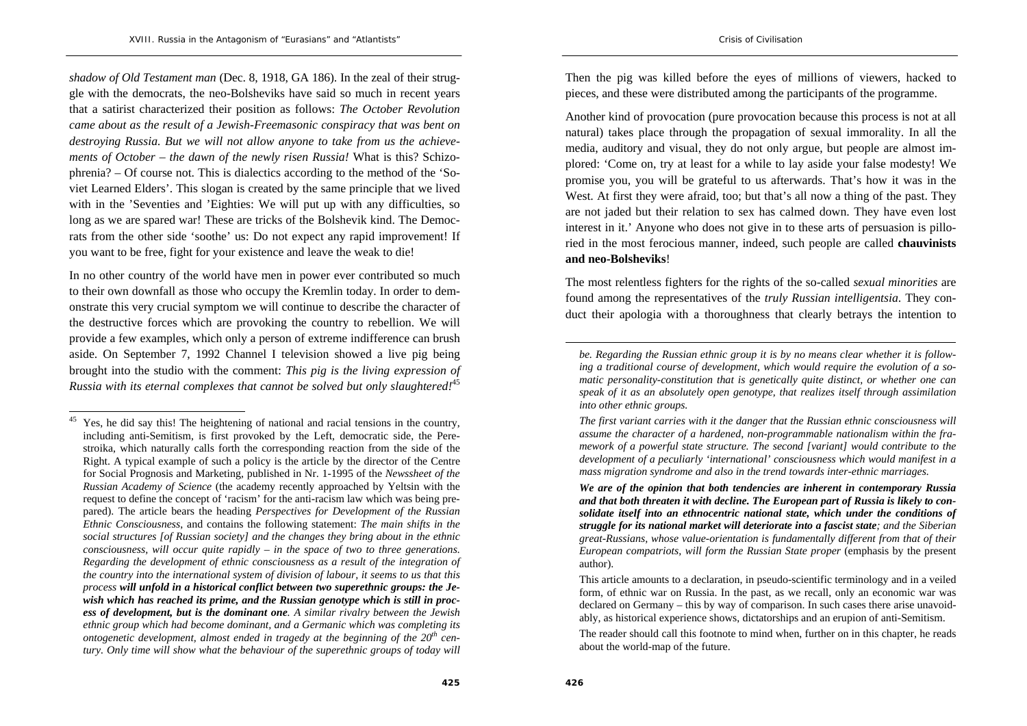*shadow of Old Testament man* (Dec. 8, 1918, GA 186). In the zeal of their struggle with the democrats, the neo-Bolsheviks have said so much in recent years that a satirist characterized their position as follows: *The October Revolution came about as the result of a Jewish-Freemasonic conspiracy that was bent on destroying Russia. But we will not allow anyone to take from us the achievements of October – the dawn of the newly risen Russia!* What is this? Schizophrenia? – Of course not. This is dialectics according to the method of the 'Soviet Learned Elders'. This slogan is created by the same principle that we lived with in the 'Seventies and 'Eighties: We will put up with any difficulties, so long as we are spared war! These are tricks of the Bolshevik kind. The Democrats from the other side 'soothe' us: Do not expect any rapid improvement! If you want to be free, fight for your existence and leave the weak to die!

In no other country of the world have men in power ever contributed so much to their own downfall as those who occupy the Kremlin today. In order to demonstrate this very crucial symptom we will continue to describe the character of the destructive forces which are provoking the country to rebellion. We will provide a few examples, which only a person of extreme indifference can brush aside. On September 7, 1992 Channel I television showed a live pig being brought into the studio with the comment: *This pig is the living expression of Russia with its eternal complexes that cannot be solved but only slaughtered!*[45] Then the pig was killed before the eyes of millions of viewers, hacked to pieces, and these were distributed among the participants of the programme.

Another kind of provocation (pure provocation because this process is not at all natural) takes place through the propagation of sexual immorality. In all the media, auditory and visual, they do not only argue, but people are almost implored: 'Come on, try at least for a while to lay aside your false modesty! We promise you, you will be grateful to us afterwards. That's how it was in the West. At first they were afraid, too; but that's all now a thing of the past. They are not jaded but their relation to sex has calmed down. They have even lost interest in it.' Anyone who does not give in to these arts of persuasion is pilloried in the most ferocious manner, indeed, such people are called **chauvinists and neo-Bolsheviks**!

The most relentless fighters for the rights of the so-called *sexual minorities* are found among the representatives of the *truly Russian intelligentsia*. They conduct their apologia with a thoroughness that clearly betrays the intention to

---

[45] Yes, he did say this! The heightening of national and racial tensions in the country, including anti-Semitism, is first provoked by the Left, democratic side, the Perestroika, which naturally calls forth the corresponding reaction from the side of the Right. A typical example of such a policy is the article by the director of the Centre for Social Prognosis and Marketing, published in Nr. 1-1995 of the *Newssheet of the Russian Academy of Science* (the academy recently approached by Yeltsin with the request to define the concept of 'racism' for the anti-racism law which was being prepared). The article bears the heading *Perspectives for Development of the Russian Ethnic Consciousness*, and contains the following statement: *The main shifts in the social structures [of Russian society] and the changes they bring about in the ethnic consciousness, will occur quite rapidly – in the space of two to three generations. Regarding the development of ethnic consciousness as a result of the integration of the country into the international system of division of labour, it seems to us that this process* ***will unfold in a historical conflict between two superethnic groups: the Jewish which has reached its prime, and the Russian genotype which is still in process of development, but is the dominant one****. A similar rivalry between the Jewish ethnic group which had become dominant, and a Germanic which was completing its ontogenetic development, almost ended in tragedy at the beginning of the 20th century. Only time will show what the behaviour of the superethnic groups of today will be. Regarding the Russian ethnic group it is by no means clear whether it is following a traditional course of development, which would require the evolution of a somatic personality-constitution that is genetically quite distinct, or whether one can speak of it as an absolutely open genotype, that realizes itself through assimilation into other ethnic groups.*

*The first variant carries with it the danger that the Russian ethnic consciousness will assume the character of a hardened, non-programmable nationalism within the framework of a powerful state structure. The second [variant] would contribute to the development of a peculiarly 'international' consciousness which would manifest in a mass migration syndrome and also in the trend towards inter-ethnic marriages.*

***We are of the opinion that both tendencies are inherent in contemporary Russia and that both threaten it with decline. The European part of Russia is likely to consolidate itself into an ethnocentric national state, which under the conditions of struggle for its national market will deteriorate into a fascist state****; and the Siberian great-Russians, whose value-orientation is fundamentally different from that of their European compatriots, will form the Russian State proper* (emphasis by the present author).

This article amounts to a declaration, in pseudo-scientific terminology and in a veiled form, of ethnic war on Russia. In the past, as we recall, only an economic war was declared on Germany – this by way of comparison. In such cases there arise unavoidably, as historical experience shows, dictatorships and an erupion of anti-Semitism.

The reader should call this footnote to mind when, further on in this chapter, he reads about the world-map of the future.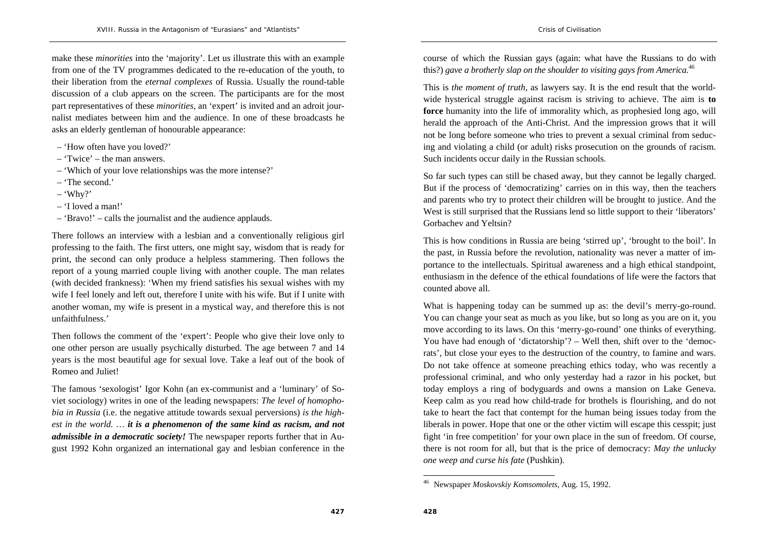make these *minorities* into the 'majority'. Let us illustrate this with an example from one of the TV programmes dedicated to the re-education of the youth, to their liberation from the *eternal complexes* of Russia. Usually the round-table discussion of a club appears on the screen. The participants are for the most part representatives of these *minorities*, an 'expert' is invited and an adroit journalist mediates between him and the audience. In one of these broadcasts he asks an elderly gentleman of honourable appearance:

– 'How often have you loved?'
– 'Twice' – the man answers.
– 'Which of your love relationships was the more intense?'
– 'The second.'
– 'Why?'
– 'I loved a man!'
– 'Bravo!' – calls the journalist and the audience applauds.

There follows an interview with a lesbian and a conventionally religious girl professing to the faith. The first utters, one might say, wisdom that is ready for print, the second can only produce a helpless stammering. Then follows the report of a young married couple living with another couple. The man relates (with decided frankness): 'When my friend satisfies his sexual wishes with my wife I feel lonely and left out, therefore I unite with his wife. But if I unite with another woman, my wife is present in a mystical way, and therefore this is not unfaithfulness.'

Then follows the comment of the 'expert': People who give their love only to one other person are usually psychically disturbed. The age between 7 and 14 years is the most beautiful age for sexual love. Take a leaf out of the book of Romeo and Juliet!

The famous 'sexologist' Igor Kohn (an ex-communist and a 'luminary' of Soviet sociology) writes in one of the leading newspapers: *The level of homophobia in Russia* (i.e. the negative attitude towards sexual perversions) *is the highest in the world. … **it is a phenomenon of the same kind as racism, and not admissible in a democratic society!*** The newspaper reports further that in August 1992 Kohn organized an international gay and lesbian conference in the course of which the Russian gays (again: what have the Russians to do with this?) *gave a brotherly slap on the shoulder to visiting gays from America.*[46]

This is *the moment of truth*, as lawyers say. It is the end result that the worldwide hysterical struggle against racism is striving to achieve. The aim is **to force** humanity into the life of immorality which, as prophesied long ago, will herald the approach of the Anti-Christ. And the impression grows that it will not be long before someone who tries to prevent a sexual criminal from seducing and violating a child (or adult) risks prosecution on the grounds of racism. Such incidents occur daily in the Russian schools.

So far such types can still be chased away, but they cannot be legally charged. But if the process of 'democratizing' carries on in this way, then the teachers and parents who try to protect their children will be brought to justice. And the West is still surprised that the Russians lend so little support to their 'liberators' Gorbachev and Yeltsin?

This is how conditions in Russia are being 'stirred up', 'brought to the boil'. In the past, in Russia before the revolution, nationality was never a matter of importance to the intellectuals. Spiritual awareness and a high ethical standpoint, enthusiasm in the defence of the ethical foundations of life were the factors that counted above all.

What is happening today can be summed up as: the devil's merry-go-round. You can change your seat as much as you like, but so long as you are on it, you move according to its laws. On this 'merry-go-round' one thinks of everything. You have had enough of 'dictatorship'? – Well then, shift over to the 'democrats', but close your eyes to the destruction of the country, to famine and wars. Do not take offence at someone preaching ethics today, who was recently a professional criminal, and who only yesterday had a razor in his pocket, but today employs a ring of bodyguards and owns a mansion on Lake Geneva. Keep calm as you read how child-trade for brothels is flourishing, and do not take to heart the fact that contempt for the human being issues today from the liberals in power. Hope that one or the other victim will escape this cesspit; just fight 'in free competition' for your own place in the sun of freedom. Of course, there is not room for all, but that is the price of democracy: *May the unlucky one weep and curse his fate* (Pushkin).

---

[46] Newspaper *Moskovskiy Komsomolets*, Aug. 15, 1992.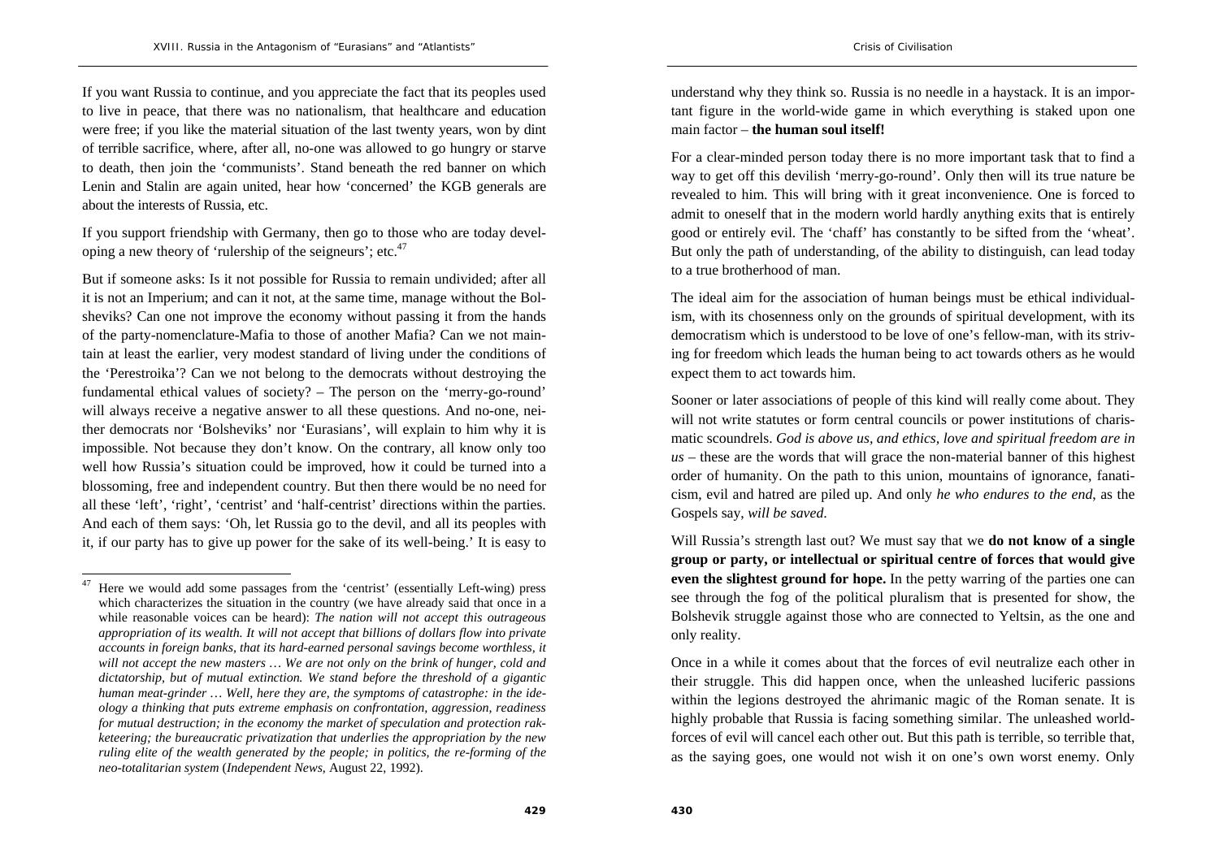If you want Russia to continue, and you appreciate the fact that its peoples used to live in peace, that there was no nationalism, that healthcare and education were free; if you like the material situation of the last twenty years, won by dint of terrible sacrifice, where, after all, no-one was allowed to go hungry or starve to death, then join the 'communists'. Stand beneath the red banner on which Lenin and Stalin are again united, hear how 'concerned' the KGB generals are about the interests of Russia, etc.

If you support friendship with Germany, then go to those who are today developing a new theory of 'rulership of the seigneurs'; etc.[47]

But if someone asks: Is it not possible for Russia to remain undivided; after all it is not an Imperium; and can it not, at the same time, manage without the Bolsheviks? Can one not improve the economy without passing it from the hands of the party-nomenclature-Mafia to those of another Mafia? Can we not maintain at least the earlier, very modest standard of living under the conditions of the 'Perestroika'? Can we not belong to the democrats without destroying the fundamental ethical values of society? – The person on the 'merry-go-round' will always receive a negative answer to all these questions. And no-one, neither democrats nor 'Bolsheviks' nor 'Eurasians', will explain to him why it is impossible. Not because they don't know. On the contrary, all know only too well how Russia's situation could be improved, how it could be turned into a blossoming, free and independent country. But then there would be no need for all these 'left', 'right', 'centrist' and 'half-centrist' directions within the parties. And each of them says: 'Oh, let Russia go to the devil, and all its peoples with it, if our party has to give up power for the sake of its well-being.' It is easy to understand why they think so. Russia is no needle in a haystack. It is an important figure in the world-wide game in which everything is staked upon one main factor – **the human soul itself!**

For a clear-minded person today there is no more important task that to find a way to get off this devilish 'merry-go-round'. Only then will its true nature be revealed to him. This will bring with it great inconvenience. One is forced to admit to oneself that in the modern world hardly anything exits that is entirely good or entirely evil. The 'chaff' has constantly to be sifted from the 'wheat'. But only the path of understanding, of the ability to distinguish, can lead today to a true brotherhood of man.

The ideal aim for the association of human beings must be ethical individualism, with its chosenness only on the grounds of spiritual development, with its democratism which is understood to be love of one's fellow-man, with its striving for freedom which leads the human being to act towards others as he would expect them to act towards him.

Sooner or later associations of people of this kind will really come about. They will not write statutes or form central councils or power institutions of charismatic scoundrels. *God is above us, and ethics, love and spiritual freedom are in us* – these are the words that will grace the non-material banner of this highest order of humanity. On the path to this union, mountains of ignorance, fanaticism, evil and hatred are piled up. And only *he who endures to the end*, as the Gospels say, *will be saved*.

Will Russia's strength last out? We must say that we **do not know of a single group or party, or intellectual or spiritual centre of forces that would give even the slightest ground for hope.** In the petty warring of the parties one can see through the fog of the political pluralism that is presented for show, the Bolshevik struggle against those who are connected to Yeltsin, as the one and only reality.

Once in a while it comes about that the forces of evil neutralize each other in their struggle. This did happen once, when the unleashed luciferic passions within the legions destroyed the ahrimanic magic of the Roman senate. It is highly probable that Russia is facing something similar. The unleashed world-forces of evil will cancel each other out. But this path is terrible, so terrible that, as the saying goes, one would not wish it on one's own worst enemy. Only

---

[47] Here we would add some passages from the 'centrist' (essentially Left-wing) press which characterizes the situation in the country (we have already said that once in a while reasonable voices can be heard): *The nation will not accept this outrageous appropriation of its wealth. It will not accept that billions of dollars flow into private accounts in foreign banks, that its hard-earned personal savings become worthless, it will not accept the new masters … We are not only on the brink of hunger, cold and dictatorship, but of mutual extinction. We stand before the threshold of a gigantic human meat-grinder … Well, here they are, the symptoms of catastrophe: in the ideology a thinking that puts extreme emphasis on confrontation, aggression, readiness for mutual destruction; in the economy the market of speculation and protection rakketeering; the bureaucratic privatization that underlies the appropriation by the new ruling elite of the wealth generated by the people; in politics, the re-forming of the neo-totalitarian system* (*Independent News*, August 22, 1992).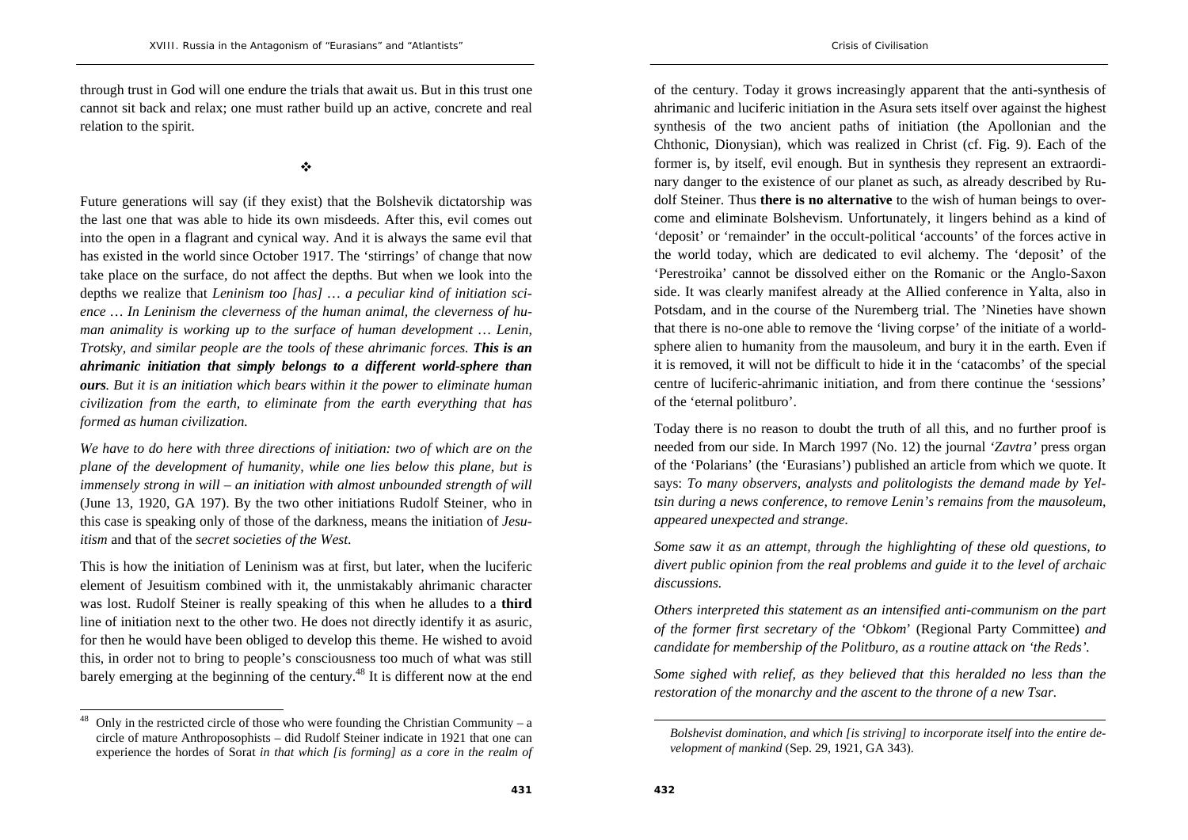through trust in God will one endure the trials that await us. But in this trust one cannot sit back and relax; one must rather build up an active, concrete and real relation to the spirit.

❖

Future generations will say (if they exist) that the Bolshevik dictatorship was the last one that was able to hide its own misdeeds. After this, evil comes out into the open in a flagrant and cynical way. And it is always the same evil that has existed in the world since October 1917. The 'stirrings' of change that now take place on the surface, do not affect the depths. But when we look into the depths we realize that *Leninism too [has] … a peculiar kind of initiation science … In Leninism the cleverness of the human animal, the cleverness of human animality is working up to the surface of human development … Lenin, Trotsky, and similar people are the tools of these ahrimanic forces.* ***This is an ahrimanic initiation that simply belongs to a different world-sphere than ours****. But it is an initiation which bears within it the power to eliminate human civilization from the earth, to eliminate from the earth everything that has formed as human civilization.*

*We have to do here with three directions of initiation: two of which are on the plane of the development of humanity, while one lies below this plane, but is immensely strong in will – an initiation with almost unbounded strength of will* (June 13, 1920, GA 197). By the two other initiations Rudolf Steiner, who in this case is speaking only of those of the darkness, means the initiation of *Jesuitism* and that of the *secret societies of the West.*

This is how the initiation of Leninism was at first, but later, when the luciferic element of Jesuitism combined with it, the unmistakably ahrimanic character was lost. Rudolf Steiner is really speaking of this when he alludes to a **third** line of initiation next to the other two. He does not directly identify it as asuric, for then he would have been obliged to develop this theme. He wished to avoid this, in order not to bring to people's consciousness too much of what was still barely emerging at the beginning of the century.[48] It is different now at the end of the century. Today it grows increasingly apparent that the anti-synthesis of ahrimanic and luciferic initiation in the Asura sets itself over against the highest synthesis of the two ancient paths of initiation (the Apollonian and the Chthonic, Dionysian), which was realized in Christ (cf. Fig. 9). Each of the former is, by itself, evil enough. But in synthesis they represent an extraordinary danger to the existence of our planet as such, as already described by Rudolf Steiner. Thus **there is no alternative** to the wish of human beings to overcome and eliminate Bolshevism. Unfortunately, it lingers behind as a kind of 'deposit' or 'remainder' in the occult-political 'accounts' of the forces active in the world today, which are dedicated to evil alchemy. The 'deposit' of the 'Perestroika' cannot be dissolved either on the Romanic or the Anglo-Saxon side. It was clearly manifest already at the Allied conference in Yalta, also in Potsdam, and in the course of the Nuremberg trial. The 'Nineties have shown that there is no-one able to remove the 'living corpse' of the initiate of a world-sphere alien to humanity from the mausoleum, and bury it in the earth. Even if it is removed, it will not be difficult to hide it in the 'catacombs' of the special centre of luciferic-ahrimanic initiation, and from there continue the 'sessions' of the 'eternal politburo'.

Today there is no reason to doubt the truth of all this, and no further proof is needed from our side. In March 1997 (No. 12) the journal *'Zavtra'* press organ of the 'Polarians' (the 'Eurasians') published an article from which we quote. It says: *To many observers, analysts and politologists the demand made by Yeltsin during a news conference, to remove Lenin's remains from the mausoleum, appeared unexpected and strange.*

*Some saw it as an attempt, through the highlighting of these old questions, to divert public opinion from the real problems and guide it to the level of archaic discussions.*

*Others interpreted this statement as an intensified anti-communism on the part of the former first secretary of the 'Obkom'* (Regional Party Committee) *and candidate for membership of the Politburo, as a routine attack on 'the Reds'.*

*Some sighed with relief, as they believed that this heralded no less than the restoration of the monarchy and the ascent to the throne of a new Tsar.*

---

[48] Only in the restricted circle of those who were founding the Christian Community – a circle of mature Anthroposophists – did Rudolf Steiner indicate in 1921 that one can experience the hordes of Sorat *in that which [is forming] as a core in the realm of Bolshevist domination, and which [is striving] to incorporate itself into the entire development of mankind* (Sep. 29, 1921, GA 343).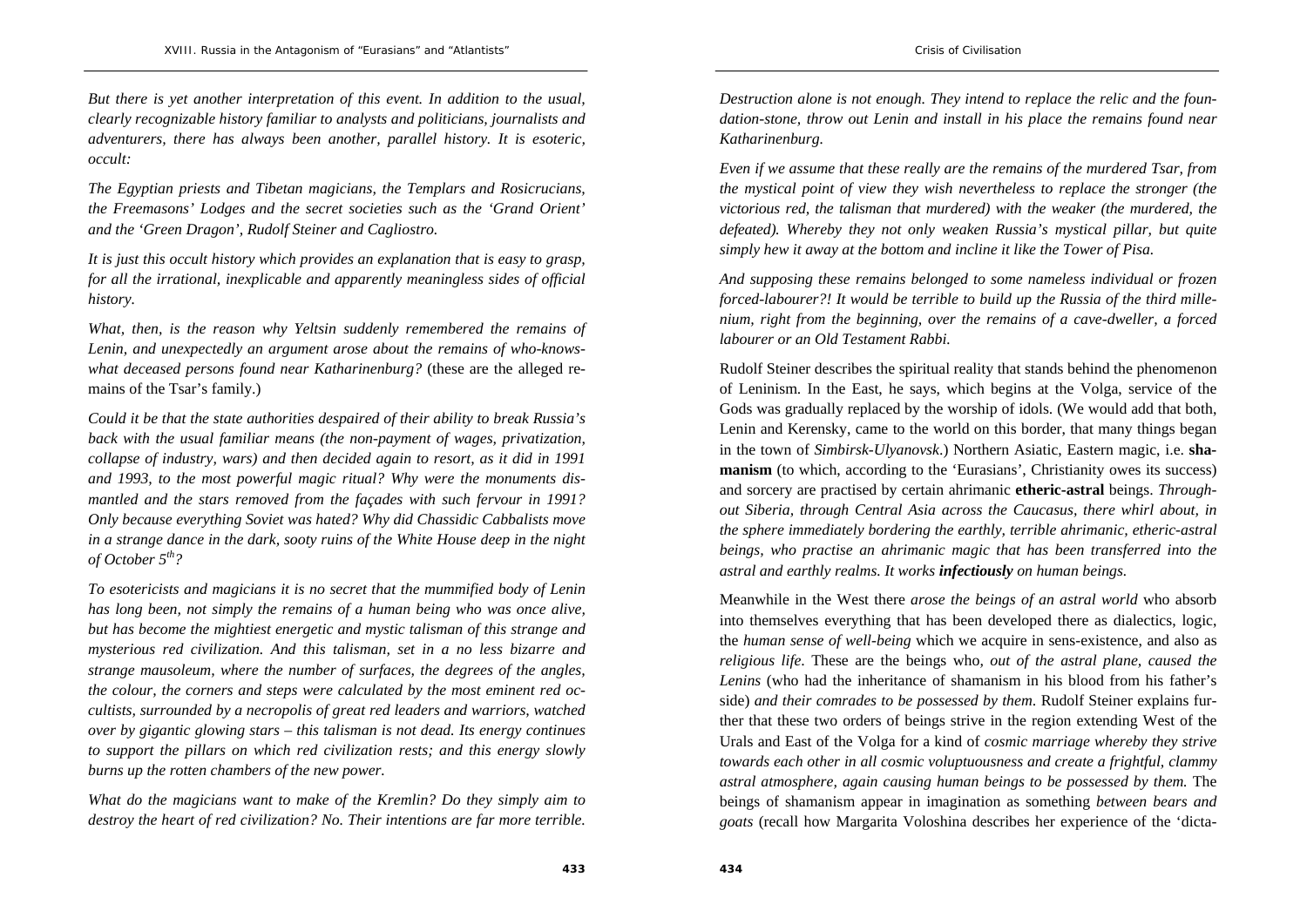*But there is yet another interpretation of this event. In addition to the usual, clearly recognizable history familiar to analysts and politicians, journalists and adventurers, there has always been another, parallel history. It is esoteric, occult:*

*The Egyptian priests and Tibetan magicians, the Templars and Rosicrucians, the Freemasons' Lodges and the secret societies such as the 'Grand Orient' and the 'Green Dragon', Rudolf Steiner and Cagliostro.*

*It is just this occult history which provides an explanation that is easy to grasp, for all the irrational, inexplicable and apparently meaningless sides of official history.*

*What, then, is the reason why Yeltsin suddenly remembered the remains of Lenin, and unexpectedly an argument arose about the remains of who-knows-what deceased persons found near Katharinenburg?* (these are the alleged remains of the Tsar's family.)

*Could it be that the state authorities despaired of their ability to break Russia's back with the usual familiar means (the non-payment of wages, privatization, collapse of industry, wars) and then decided again to resort, as it did in 1991 and 1993, to the most powerful magic ritual? Why were the monuments dismantled and the stars removed from the façades with such fervour in 1991? Only because everything Soviet was hated? Why did Chassidic Cabbalists move in a strange dance in the dark, sooty ruins of the White House deep in the night of October 5th?*

*To esotericists and magicians it is no secret that the mummified body of Lenin has long been, not simply the remains of a human being who was once alive, but has become the mightiest energetic and mystic talisman of this strange and mysterious red civilization. And this talisman, set in a no less bizarre and strange mausoleum, where the number of surfaces, the degrees of the angles, the colour, the corners and steps were calculated by the most eminent red occultists, surrounded by a necropolis of great red leaders and warriors, watched over by gigantic glowing stars – this talisman is not dead. Its energy continues to support the pillars on which red civilization rests; and this energy slowly burns up the rotten chambers of the new power.*

*What do the magicians want to make of the Kremlin? Do they simply aim to destroy the heart of red civilization? No. Their intentions are far more terrible. Destruction alone is not enough. They intend to replace the relic and the foundation-stone, throw out Lenin and install in his place the remains found near Katharinenburg.*

*Even if we assume that these really are the remains of the murdered Tsar, from the mystical point of view they wish nevertheless to replace the stronger (the victorious red, the talisman that murdered) with the weaker (the murdered, the defeated). Whereby they not only weaken Russia's mystical pillar, but quite simply hew it away at the bottom and incline it like the Tower of Pisa.*

*And supposing these remains belonged to some nameless individual or frozen forced-labourer?! It would be terrible to build up the Russia of the third millennium, right from the beginning, over the remains of a cave-dweller, a forced labourer or an Old Testament Rabbi.*

Rudolf Steiner describes the spiritual reality that stands behind the phenomenon of Leninism. In the East, he says, which begins at the Volga, service of the Gods was gradually replaced by the worship of idols. (We would add that both, Lenin and Kerensky, came to the world on this border, that many things began in the town of *Simbirsk-Ulyanovsk*.) Northern Asiatic, Eastern magic, i.e. **shamanism** (to which, according to the 'Eurasians', Christianity owes its success) and sorcery are practised by certain ahrimanic **etheric-astral** beings. *Throughout Siberia, through Central Asia across the Caucasus, there whirl about, in the sphere immediately bordering the earthly, terrible ahrimanic, etheric-astral beings, who practise an ahrimanic magic that has been transferred into the astral and earthly realms. It works* ***infectiously*** *on human beings.*

Meanwhile in the West there *arose the beings of an astral world* who absorb into themselves everything that has been developed there as dialectics, logic, the *human sense of well-being* which we acquire in sens-existence, and also as *religious life*. These are the beings who, *out of the astral plane, caused the Lenins* (who had the inheritance of shamanism in his blood from his father's side) *and their comrades to be possessed by them*. Rudolf Steiner explains further that these two orders of beings strive in the region extending West of the Urals and East of the Volga for a kind of *cosmic marriage whereby they strive towards each other in all cosmic voluptuousness and create a frightful, clammy astral atmosphere, again causing human beings to be possessed by them.* The beings of shamanism appear in imagination as something *between bears and goats* (recall how Margarita Voloshina describes her experience of the 'dicta-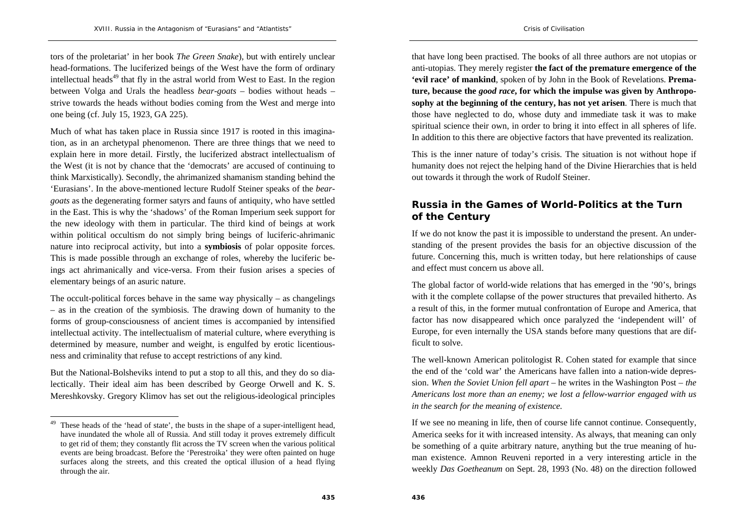tors of the proletariat' in her book *The Green Snake*), but with entirely unclear head-formations. The luciferized beings of the West have the form of ordinary intellectual heads[49] that fly in the astral world from West to East. In the region between Volga and Urals the headless *bear-goats* – bodies without heads – strive towards the heads without bodies coming from the West and merge into one being (cf. July 15, 1923, GA 225).

Much of what has taken place in Russia since 1917 is rooted in this imagination, as in an archetypal phenomenon. There are three things that we need to explain here in more detail. Firstly, the luciferized abstract intellectualism of the West (it is not by chance that the 'democrats' are accused of continuing to think Marxistically). Secondly, the ahrimanized shamanism standing behind the 'Eurasians'. In the above-mentioned lecture Rudolf Steiner speaks of the *bear-goats* as the degenerating former satyrs and fauns of antiquity, who have settled in the East. This is why the 'shadows' of the Roman Imperium seek support for the new ideology with them in particular. The third kind of beings at work within political occultism do not simply bring beings of luciferic-ahrimanic nature into reciprocal activity, but into a **symbiosis** of polar opposite forces. This is made possible through an exchange of roles, whereby the luciferic beings act ahrimanically and vice-versa. From their fusion arises a species of elementary beings of an asuric nature.

The occult-political forces behave in the same way physically – as changelings – as in the creation of the symbiosis. The drawing down of humanity to the forms of group-consciousness of ancient times is accompanied by intensified intellectual activity. The intellectualism of material culture, where everything is determined by measure, number and weight, is engulfed by erotic licentiousness and criminality that refuse to accept restrictions of any kind.

But the National-Bolsheviks intend to put a stop to all this, and they do so dialectically. Their ideal aim has been described by George Orwell and K. S. Mereshkovsky. Gregory Klimov has set out the religious-ideological principles that have long been practised. The books of all three authors are not utopias or anti-utopias. They merely register **the fact of the premature emergence of the 'evil race' of mankind**, spoken of by John in the Book of Revelations. **Premature, because the *good race*, for which the impulse was given by Anthroposophy at the beginning of the century, has not yet arisen**. There is much that those have neglected to do, whose duty and immediate task it was to make spiritual science their own, in order to bring it into effect in all spheres of life. In addition to this there are objective factors that have prevented its realization.

This is the inner nature of today's crisis. The situation is not without hope if humanity does not reject the helping hand of the Divine Hierarchies that is held out towards it through the work of Rudolf Steiner.

## Russia in the Games of World-Politics at the Turn of the Century

If we do not know the past it is impossible to understand the present. An understanding of the present provides the basis for an objective discussion of the future. Concerning this, much is written today, but here relationships of cause and effect must concern us above all.

The global factor of world-wide relations that has emerged in the '90's, brings with it the complete collapse of the power structures that prevailed hitherto. As a result of this, in the former mutual confrontation of Europe and America, that factor has now disappeared which once paralyzed the 'independent will' of Europe, for even internally the USA stands before many questions that are difficult to solve.

The well-known American politologist R. Cohen stated for example that since the end of the 'cold war' the Americans have fallen into a nation-wide depression. *When the Soviet Union fell apart* – he writes in the Washington Post – *the Americans lost more than an enemy; we lost a fellow-warrior engaged with us in the search for the meaning of existence.*

If we see no meaning in life, then of course life cannot continue. Consequently, America seeks for it with increased intensity. As always, that meaning can only be something of a quite arbitrary nature, anything but the true meaning of human existence. Amnon Reuveni reported in a very interesting article in the weekly *Das Goetheanum* on Sept. 28, 1993 (No. 48) on the direction followed

[49] These heads of the 'head of state', the busts in the shape of a super-intelligent head, have inundated the whole all of Russia. And still today it proves extremely difficult to get rid of them; they constantly flit across the TV screen when the various political events are being broadcast. Before the 'Perestroika' they were often painted on huge surfaces along the streets, and this created the optical illusion of a head flying through the air.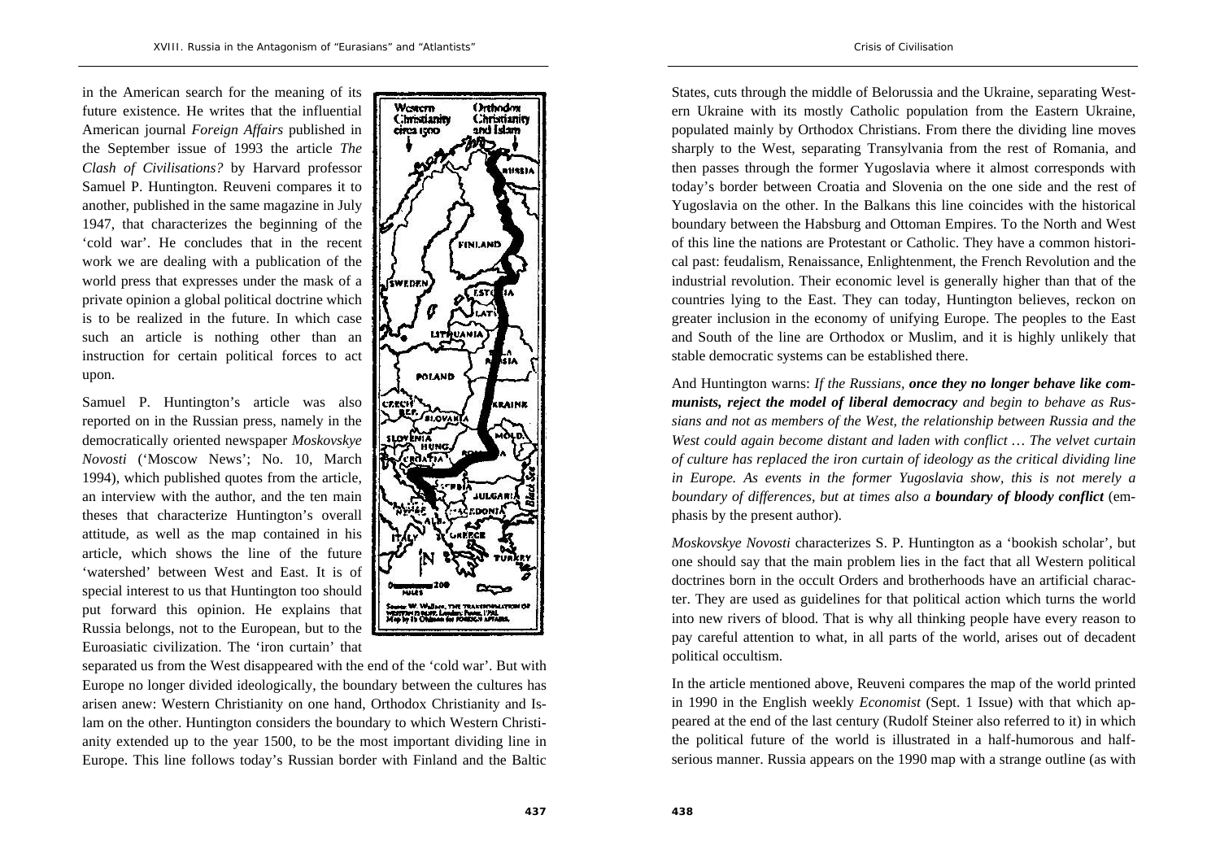in the American search for the meaning of its future existence. He writes that the influential American journal *Foreign Affairs* published in the September issue of 1993 the article *The Clash of Civilisations?* by Harvard professor Samuel P. Huntington. Reuveni compares it to another, published in the same magazine in July 1947, that characterizes the beginning of the 'cold war'. He concludes that in the recent work we are dealing with a publication of the world press that expresses under the mask of a private opinion a global political doctrine which is to be realized in the future. In which case such an article is nothing other than an instruction for certain political forces to act upon.

Samuel P. Huntington's article was also reported on in the Russian press, namely in the democratically oriented newspaper *Moskovskye Novosti* ('Moscow News'; No. 10, March 1994), which published quotes from the article, an interview with the author, and the ten main theses that characterize Huntington's overall attitude, as well as the map contained in his article, which shows the line of the future 'watershed' between West and East. It is of special interest to us that Huntington too should put forward this opinion. He explains that Russia belongs, not to the European, but to the Euroasiatic civilization. The 'iron curtain' that separated us from the West disappeared with the end of the 'cold war'. But with Europe no longer divided ideologically, the boundary between the cultures has arisen anew: Western Christianity on one hand, Orthodox Christianity and Islam on the other. Huntington considers the boundary to which Western Christianity extended up to the year 1500, to be the most important dividing line in Europe. This line follows today's Russian border with Finland and the Baltic States, cuts through the middle of Belorussia and the Ukraine, separating Western Ukraine with its mostly Catholic population from the Eastern Ukraine, populated mainly by Orthodox Christians. From there the dividing line moves sharply to the West, separating Transylvania from the rest of Romania, and then passes through the former Yugoslavia where it almost corresponds with today's border between Croatia and Slovenia on the one side and the rest of Yugoslavia on the other. In the Balkans this line coincides with the historical boundary between the Habsburg and Ottoman Empires. To the North and West of this line the nations are Protestant or Catholic. They have a common historical past: feudalism, Renaissance, Enlightenment, the French Revolution and the industrial revolution. Their economic level is generally higher than that of the countries lying to the East. They can today, Huntington believes, reckon on greater inclusion in the economy of unifying Europe. The peoples to the East and South of the line are Orthodox or Muslim, and it is highly unlikely that stable democratic systems can be established there.

And Huntington warns: *If the Russians,* ***once they no longer behave like communists, reject the model of liberal democracy*** *and begin to behave as Russians and not as members of the West, the relationship between Russia and the West could again become distant and laden with conflict … The velvet curtain of culture has replaced the iron curtain of ideology as the critical dividing line in Europe. As events in the former Yugoslavia show, this is not merely a boundary of differences, but at times also a* ***boundary of bloody conflict*** (emphasis by the present author).

*Moskovskye Novosti* characterizes S. P. Huntington as a 'bookish scholar', but one should say that the main problem lies in the fact that all Western political doctrines born in the occult Orders and brotherhoods have an artificial character. They are used as guidelines for that political action which turns the world into new rivers of blood. That is why all thinking people have every reason to pay careful attention to what, in all parts of the world, arises out of decadent political occultism.

In the article mentioned above, Reuveni compares the map of the world printed in 1990 in the English weekly *Economist* (Sept. 1 Issue) with that which appeared at the end of the last century (Rudolf Steiner also referred to it) in which the political future of the world is illustrated in a half-humorous and half-serious manner. Russia appears on the 1990 map with a strange outline (as with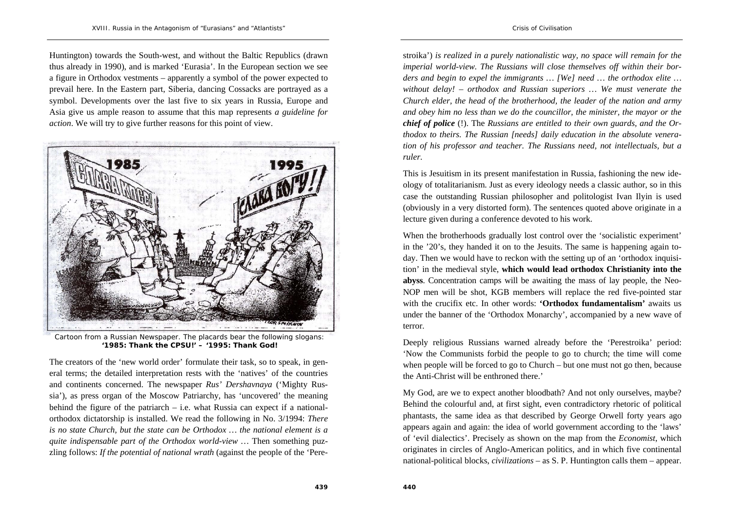Huntington) towards the South-west, and without the Baltic Republics (drawn thus already in 1990), and is marked 'Eurasia'. In the European section we see a figure in Orthodox vestments – apparently a symbol of the power expected to prevail here. In the Eastern part, Siberia, dancing Cossacks are portrayed as a symbol. Developments over the last five to six years in Russia, Europe and Asia give us ample reason to assume that this map represents *a guideline for action*. We will try to give further reasons for this point of view.

Cartoon from a Russian Newspaper. The placards bear the following slogans: **'1985: Thank the CPSU!' – '1995: Thank God!**

The creators of the 'new world order' formulate their task, so to speak, in general terms; the detailed interpretation rests with the 'natives' of the countries and continents concerned. The newspaper *Rus' Dershavnaya* ('Mighty Russia'), as press organ of the Moscow Patriarchy, has 'uncovered' the meaning behind the figure of the patriarch – i.e. what Russia can expect if a national-orthodox dictatorship is installed. We read the following in No. 3/1994: *There is no state Church, but the state can be Orthodox … the national element is a quite indispensable part of the Orthodox world-view* … Then something puzzling follows: *If the potential of national wrath* (against the people of the 'Perestroika') *is realized in a purely nationalistic way, no space will remain for the imperial world-view. The Russians will close themselves off within their borders and begin to expel the immigrants … [We] need … the orthodox elite … without delay! – orthodox and Russian superiors … We must venerate the Church elder, the head of the brotherhood, the leader of the nation and army and obey him no less than we do the councillor, the minister, the mayor or the* ***chief of police*** (!). The *Russians are entitled to their own guards, and the Orthodox to theirs. The Russian [needs] daily education in the absolute veneration of his professor and teacher. The Russians need, not intellectuals, but a ruler*.

This is Jesuitism in its present manifestation in Russia, fashioning the new ideology of totalitarianism. Just as every ideology needs a classic author, so in this case the outstanding Russian philosopher and politologist Ivan Ilyin is used (obviously in a very distorted form). The sentences quoted above originate in a lecture given during a conference devoted to his work.

When the brotherhoods gradually lost control over the 'socialistic experiment' in the '20's, they handed it on to the Jesuits. The same is happening again today. Then we would have to reckon with the setting up of an 'orthodox inquisition' in the medieval style, **which would lead orthodox Christianity into the abyss**. Concentration camps will be awaiting the mass of lay people, the Neo-NOP men will be shot, KGB members will replace the red five-pointed star with the crucifix etc. In other words: **'Orthodox fundamentalism'** awaits us under the banner of the 'Orthodox Monarchy', accompanied by a new wave of terror.

Deeply religious Russians warned already before the 'Perestroika' period: 'Now the Communists forbid the people to go to church; the time will come when people will be forced to go to Church – but one must not go then, because the Anti-Christ will be enthroned there.'

My God, are we to expect another bloodbath? And not only ourselves, maybe? Behind the colourful and, at first sight, even contradictory rhetoric of political phantasts, the same idea as that described by George Orwell forty years ago appears again and again: the idea of world government according to the 'laws' of 'evil dialectics'. Precisely as shown on the map from the *Economist*, which originates in circles of Anglo-American politics, and in which five continental national-political blocks, *civilizations* – as S. P. Huntington calls them – appear.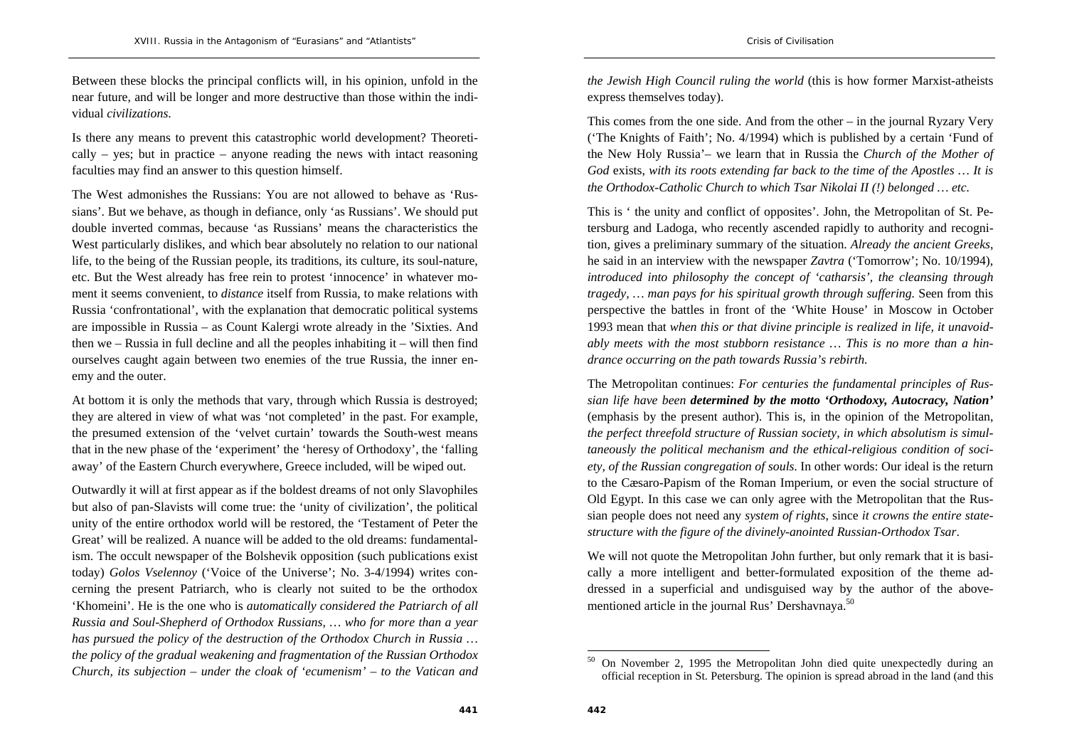Between these blocks the principal conflicts will, in his opinion, unfold in the near future, and will be longer and more destructive than those within the individual *civilizations*.

Is there any means to prevent this catastrophic world development? Theoretically – yes; but in practice – anyone reading the news with intact reasoning faculties may find an answer to this question himself.

The West admonishes the Russians: You are not allowed to behave as 'Russians'. But we behave, as though in defiance, only 'as Russians'. We should put double inverted commas, because 'as Russians' means the characteristics the West particularly dislikes, and which bear absolutely no relation to our national life, to the being of the Russian people, its traditions, its culture, its soul-nature, etc. But the West already has free rein to protest 'innocence' in whatever moment it seems convenient, to *distance* itself from Russia, to make relations with Russia 'confrontational', with the explanation that democratic political systems are impossible in Russia – as Count Kalergi wrote already in the 'Sixties. And then we – Russia in full decline and all the peoples inhabiting it – will then find ourselves caught again between two enemies of the true Russia, the inner enemy and the outer.

At bottom it is only the methods that vary, through which Russia is destroyed; they are altered in view of what was 'not completed' in the past. For example, the presumed extension of the 'velvet curtain' towards the South-west means that in the new phase of the 'experiment' the 'heresy of Orthodoxy', the 'falling away' of the Eastern Church everywhere, Greece included, will be wiped out.

Outwardly it will at first appear as if the boldest dreams of not only Slavophiles but also of pan-Slavists will come true: the 'unity of civilization', the political unity of the entire orthodox world will be restored, the 'Testament of Peter the Great' will be realized. A nuance will be added to the old dreams: fundamentalism. The occult newspaper of the Bolshevik opposition (such publications exist today) *Golos Vselennoy* ('Voice of the Universe'; No. 3-4/1994) writes concerning the present Patriarch, who is clearly not suited to be the orthodox 'Khomeini'. He is the one who is *automatically considered the Patriarch of all Russia and Soul-Shepherd of Orthodox Russians, … who for more than a year has pursued the policy of the destruction of the Orthodox Church in Russia … the policy of the gradual weakening and fragmentation of the Russian Orthodox Church, its subjection – under the cloak of 'ecumenism' – to the Vatican and the Jewish High Council ruling the world* (this is how former Marxist-atheists express themselves today).

This comes from the one side. And from the other – in the journal Ryzary Very ('The Knights of Faith'; No. 4/1994) which is published by a certain 'Fund of the New Holy Russia'– we learn that in Russia the *Church of the Mother of God* exists, *with its roots extending far back to the time of the Apostles … It is the Orthodox-Catholic Church to which Tsar Nikolai II (!) belonged … etc.*

This is ' the unity and conflict of opposites'. John, the Metropolitan of St. Petersburg and Ladoga, who recently ascended rapidly to authority and recognition, gives a preliminary summary of the situation. *Already the ancient Greeks*, he said in an interview with the newspaper *Zavtra* ('Tomorrow'; No. 10/1994), *introduced into philosophy the concept of 'catharsis', the cleansing through tragedy, … man pays for his spiritual growth through suffering.* Seen from this perspective the battles in front of the 'White House' in Moscow in October 1993 mean that *when this or that divine principle is realized in life, it unavoidably meets with the most stubborn resistance … This is no more than a hindrance occurring on the path towards Russia's rebirth.*

The Metropolitan continues: *For centuries the fundamental principles of Russian life have been **determined by the motto 'Orthodoxy, Autocracy, Nation'*** (emphasis by the present author). This is, in the opinion of the Metropolitan, *the perfect threefold structure of Russian society, in which absolutism is simultaneously the political mechanism and the ethical-religious condition of society, of the Russian congregation of souls.* In other words: Our ideal is the return to the Cæsaro-Papism of the Roman Imperium, or even the social structure of Old Egypt. In this case we can only agree with the Metropolitan that the Russian people does not need any *system of rights*, since *it crowns the entire state-structure with the figure of the divinely-anointed Russian-Orthodox Tsar*.

We will not quote the Metropolitan John further, but only remark that it is basically a more intelligent and better-formulated exposition of the theme addressed in a superficial and undisguised way by the author of the above-mentioned article in the journal Rus' Dershavnaya.[50]

---

[50] On November 2, 1995 the Metropolitan John died quite unexpectedly during an official reception in St. Petersburg. The opinion is spread abroad in the land (and this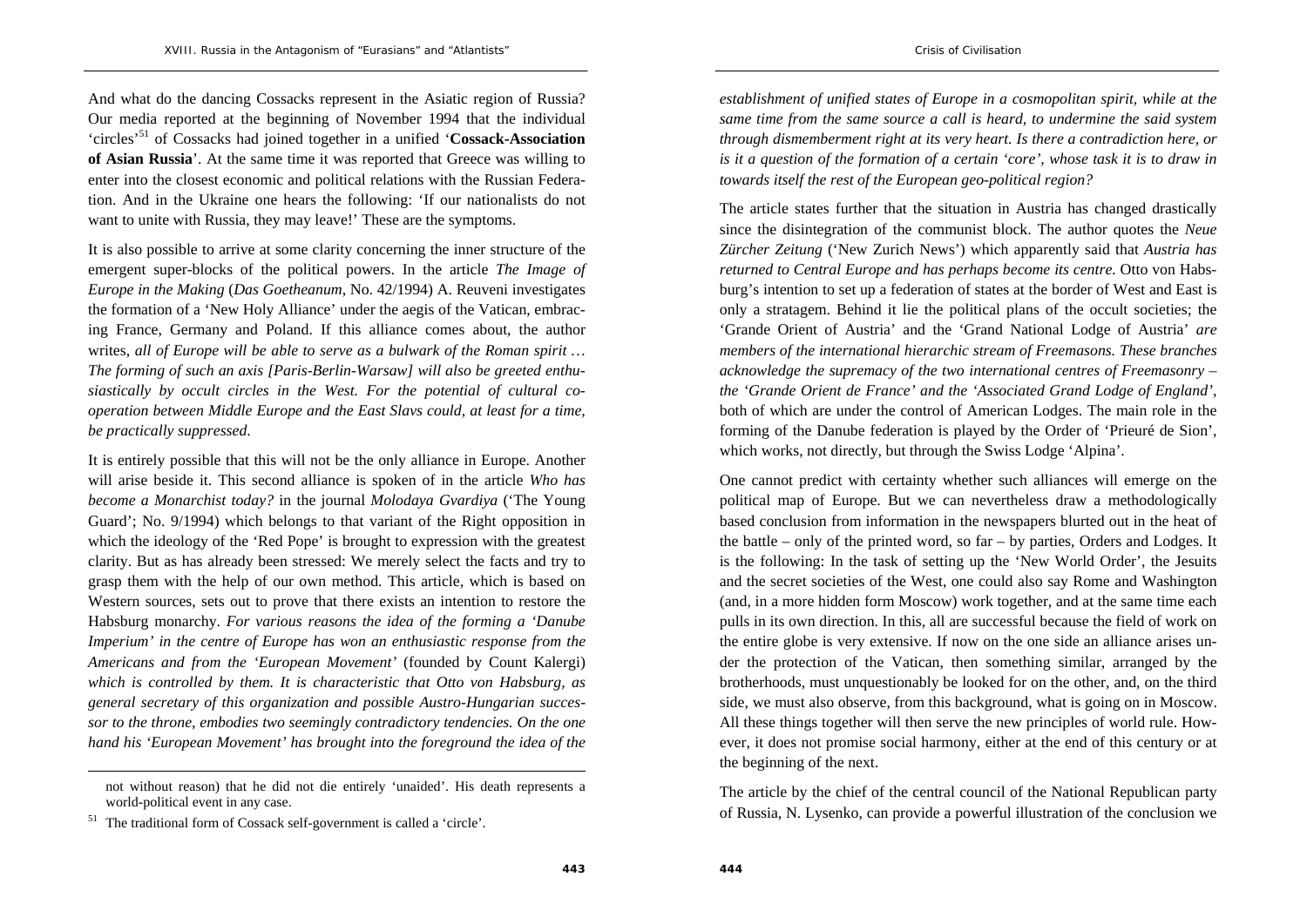And what do the dancing Cossacks represent in the Asiatic region of Russia? Our media reported at the beginning of November 1994 that the individual 'circles'[51] of Cossacks had joined together in a unified '**Cossack-Association of Asian Russia**'. At the same time it was reported that Greece was willing to enter into the closest economic and political relations with the Russian Federation. And in the Ukraine one hears the following: 'If our nationalists do not want to unite with Russia, they may leave!' These are the symptoms.

It is also possible to arrive at some clarity concerning the inner structure of the emergent super-blocks of the political powers. In the article *The Image of Europe in the Making* (*Das Goetheanum*, No. 42/1994) A. Reuveni investigates the formation of a 'New Holy Alliance' under the aegis of the Vatican, embracing France, Germany and Poland. If this alliance comes about, the author writes, *all of Europe will be able to serve as a bulwark of the Roman spirit … The forming of such an axis [Paris-Berlin-Warsaw] will also be greeted enthusiastically by occult circles in the West. For the potential of cultural cooperation between Middle Europe and the East Slavs could, at least for a time, be practically suppressed.*

It is entirely possible that this will not be the only alliance in Europe. Another will arise beside it. This second alliance is spoken of in the article *Who has become a Monarchist today?* in the journal *Molodaya Gvardiya* ('The Young Guard'; No. 9/1994) which belongs to that variant of the Right opposition in which the ideology of the 'Red Pope' is brought to expression with the greatest clarity. But as has already been stressed: We merely select the facts and try to grasp them with the help of our own method. This article, which is based on Western sources, sets out to prove that there exists an intention to restore the Habsburg monarchy. *For various reasons the idea of the forming a 'Danube Imperium' in the centre of Europe has won an enthusiastic response from the Americans and from the 'European Movement'* (founded by Count Kalergi) *which is controlled by them. It is characteristic that Otto von Habsburg, as general secretary of this organization and possible Austro-Hungarian successor to the throne, embodies two seemingly contradictory tendencies. On the one hand his 'European Movement' has brought into the foreground the idea of the establishment of unified states of Europe in a cosmopolitan spirit, while at the same time from the same source a call is heard, to undermine the said system through dismemberment right at its very heart. Is there a contradiction here, or is it a question of the formation of a certain 'core', whose task it is to draw in towards itself the rest of the European geo-political region?*

The article states further that the situation in Austria has changed drastically since the disintegration of the communist block. The author quotes the *Neue Zürcher Zeitung* ('New Zurich News') which apparently said that *Austria has returned to Central Europe and has perhaps become its centre.* Otto von Habsburg's intention to set up a federation of states at the border of West and East is only a stratagem. Behind it lie the political plans of the occult societies; the 'Grande Orient of Austria' and the 'Grand National Lodge of Austria' *are members of the international hierarchic stream of Freemasons. These branches acknowledge the supremacy of the two international centres of Freemasonry – the 'Grande Orient de France' and the 'Associated Grand Lodge of England'*, both of which are under the control of American Lodges. The main role in the forming of the Danube federation is played by the Order of 'Prieuré de Sion', which works, not directly, but through the Swiss Lodge 'Alpina'.

One cannot predict with certainty whether such alliances will emerge on the political map of Europe. But we can nevertheless draw a methodologically based conclusion from information in the newspapers blurted out in the heat of the battle – only of the printed word, so far – by parties, Orders and Lodges. It is the following: In the task of setting up the 'New World Order', the Jesuits and the secret societies of the West, one could also say Rome and Washington (and, in a more hidden form Moscow) work together, and at the same time each pulls in its own direction. In this, all are successful because the field of work on the entire globe is very extensive. If now on the one side an alliance arises under the protection of the Vatican, then something similar, arranged by the brotherhoods, must unquestionably be looked for on the other, and, on the third side, we must also observe, from this background, what is going on in Moscow. All these things together will then serve the new principles of world rule. However, it does not promise social harmony, either at the end of this century or at the beginning of the next.

The article by the chief of the central council of the National Republican party of Russia, N. Lysenko, can provide a powerful illustration of the conclusion we

---

not without reason) that he did not die entirely 'unaided'. His death represents a world-political event in any case.

[51] The traditional form of Cossack self-government is called a 'circle'.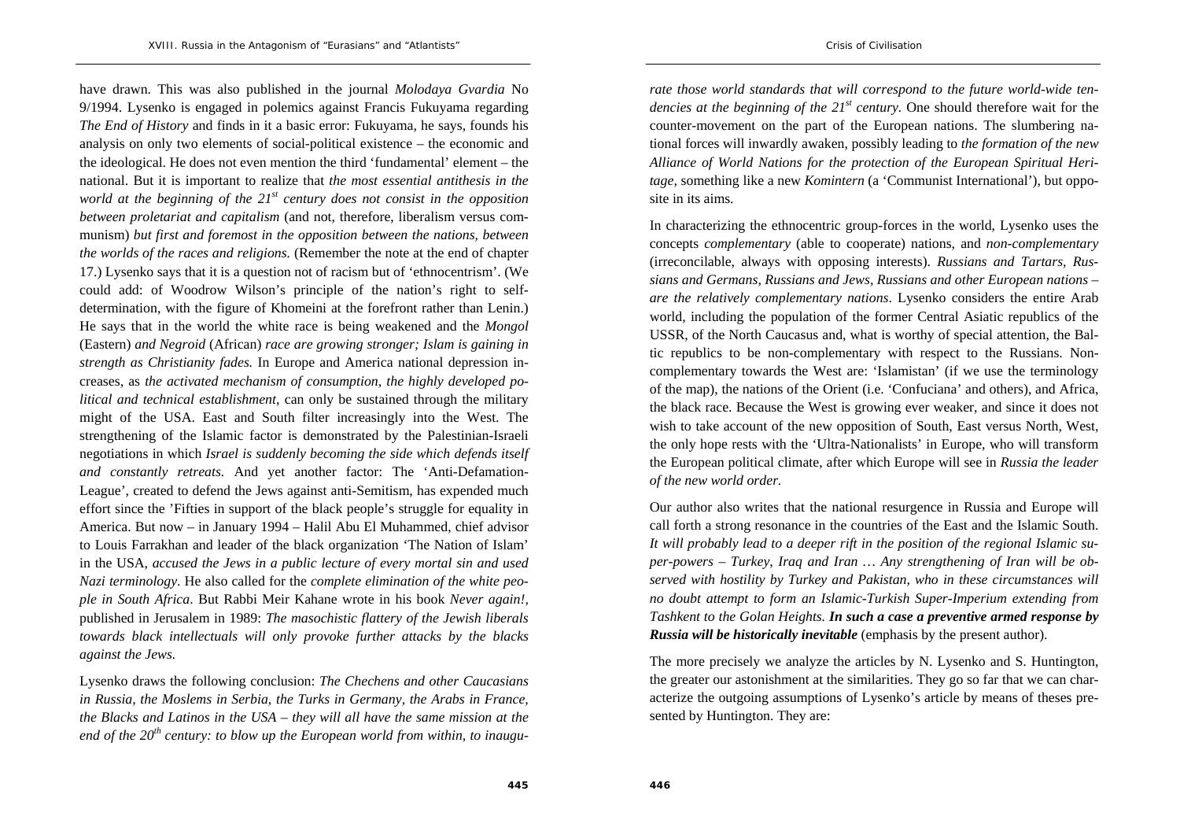have drawn. This was also published in the journal *Molodaya Gvardia* No 9/1994. Lysenko is engaged in polemics against Francis Fukuyama regarding *The End of History* and finds in it a basic error: Fukuyama, he says, founds his analysis on only two elements of social-political existence – the economic and the ideological. He does not even mention the third 'fundamental' element – the national. But it is important to realize that *the most essential antithesis in the world at the beginning of the 21st century does not consist in the opposition between proletariat and capitalism* (and not, therefore, liberalism versus communism) *but first and foremost in the opposition between the nations, between the worlds of the races and religions.* (Remember the note at the end of chapter 17.) Lysenko says that it is a question not of racism but of 'ethnocentrism'. (We could add: of Woodrow Wilson's principle of the nation's right to self-determination, with the figure of Khomeini at the forefront rather than Lenin.) He says that in the world the white race is being weakened and the *Mongol* (Eastern) *and Negroid* (African) *race are growing stronger; Islam is gaining in strength as Christianity fades.* In Europe and America national depression increases, as *the activated mechanism of consumption, the highly developed political and technical establishment*, can only be sustained through the military might of the USA. East and South filter increasingly into the West. The strengthening of the Islamic factor is demonstrated by the Palestinian-Israeli negotiations in which *Israel is suddenly becoming the side which defends itself and constantly retreats.* And yet another factor: The 'Anti-Defamation-League', created to defend the Jews against anti-Semitism, has expended much effort since the 'Fifties in support of the black people's struggle for equality in America. But now – in January 1994 – Halil Abu El Muhammed, chief advisor to Louis Farrakhan and leader of the black organization 'The Nation of Islam' in the USA, *accused the Jews in a public lecture of every mortal sin and used Nazi terminology.* He also called for the *complete elimination of the white people in South Africa*. But Rabbi Meir Kahane wrote in his book *Never again!*, published in Jerusalem in 1989: *The masochistic flattery of the Jewish liberals towards black intellectuals will only provoke further attacks by the blacks against the Jews.*

Lysenko draws the following conclusion: *The Chechens and other Caucasians in Russia, the Moslems in Serbia, the Turks in Germany, the Arabs in France, the Blacks and Latinos in the USA – they will all have the same mission at the end of the 20th century: to blow up the European world from within, to inaugurate those world standards that will correspond to the future world-wide tendencies at the beginning of the 21st century.* One should therefore wait for the counter-movement on the part of the European nations. The slumbering national forces will inwardly awaken, possibly leading to *the formation of the new Alliance of World Nations for the protection of the European Spiritual Heritage*, something like a new *Komintern* (a 'Communist International'), but opposite in its aims.

In characterizing the ethnocentric group-forces in the world, Lysenko uses the concepts *complementary* (able to cooperate) nations, and *non-complementary* (irreconcilable, always with opposing interests). *Russians and Tartars, Russians and Germans, Russians and Jews, Russians and other European nations – are the relatively complementary nations*. Lysenko considers the entire Arab world, including the population of the former Central Asiatic republics of the USSR, of the North Caucasus and, what is worthy of special attention, the Baltic republics to be non-complementary with respect to the Russians. Non-complementary towards the West are: 'Islamistan' (if we use the terminology of the map), the nations of the Orient (i.e. 'Confuciana' and others), and Africa, the black race. Because the West is growing ever weaker, and since it does not wish to take account of the new opposition of South, East versus North, West, the only hope rests with the 'Ultra-Nationalists' in Europe, who will transform the European political climate, after which Europe will see in *Russia the leader of the new world order.*

Our author also writes that the national resurgence in Russia and Europe will call forth a strong resonance in the countries of the East and the Islamic South. *It will probably lead to a deeper rift in the position of the regional Islamic super-powers – Turkey, Iraq and Iran … Any strengthening of Iran will be observed with hostility by Turkey and Pakistan, who in these circumstances will no doubt attempt to form an Islamic-Turkish Super-Imperium extending from Tashkent to the Golan Heights.* ***In such a case a preventive armed response by Russia will be historically inevitable*** (emphasis by the present author).

The more precisely we analyze the articles by N. Lysenko and S. Huntington, the greater our astonishment at the similarities. They go so far that we can characterize the outgoing assumptions of Lysenko's article by means of theses presented by Huntington. They are: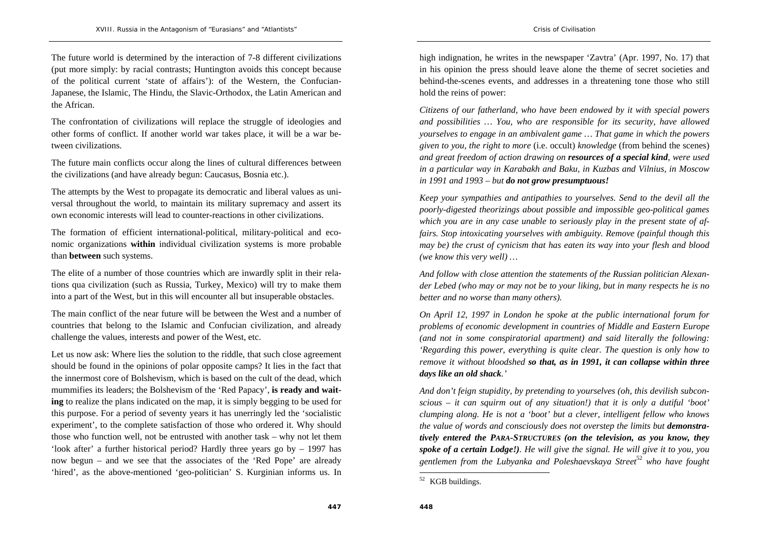The future world is determined by the interaction of 7-8 different civilizations (put more simply: by racial contrasts; Huntington avoids this concept because of the political current 'state of affairs'): of the Western, the Confucian-Japanese, the Islamic, The Hindu, the Slavic-Orthodox, the Latin American and the African.

The confrontation of civilizations will replace the struggle of ideologies and other forms of conflict. If another world war takes place, it will be a war between civilizations.

The future main conflicts occur along the lines of cultural differences between the civilizations (and have already begun: Caucasus, Bosnia etc.).

The attempts by the West to propagate its democratic and liberal values as universal throughout the world, to maintain its military supremacy and assert its own economic interests will lead to counter-reactions in other civilizations.

The formation of efficient international-political, military-political and economic organizations **within** individual civilization systems is more probable than **between** such systems.

The elite of a number of those countries which are inwardly split in their relations qua civilization (such as Russia, Turkey, Mexico) will try to make them into a part of the West, but in this will encounter all but insuperable obstacles.

The main conflict of the near future will be between the West and a number of countries that belong to the Islamic and Confucian civilization, and already challenge the values, interests and power of the West, etc.

Let us now ask: Where lies the solution to the riddle, that such close agreement should be found in the opinions of polar opposite camps? It lies in the fact that the innermost core of Bolshevism, which is based on the cult of the dead, which mummifies its leaders; the Bolshevism of the 'Red Papacy', **is ready and waiting** to realize the plans indicated on the map, it is simply begging to be used for this purpose. For a period of seventy years it has unerringly led the 'socialistic experiment', to the complete satisfaction of those who ordered it. Why should those who function well, not be entrusted with another task – why not let them 'look after' a further historical period? Hardly three years go by – 1997 has now begun – and we see that the associates of the 'Red Pope' are already 'hired', as the above-mentioned 'geo-politician' S. Kurginian informs us. In high indignation, he writes in the newspaper 'Zavtra' (Apr. 1997, No. 17) that in his opinion the press should leave alone the theme of secret societies and behind-the-scenes events, and addresses in a threatening tone those who still hold the reins of power:

*Citizens of our fatherland, who have been endowed by it with special powers and possibilities … You, who are responsible for its security, have allowed yourselves to engage in an ambivalent game … That game in which the powers given to you, the right to more* (i.e. occult) *knowledge* (from behind the scenes) *and great freedom of action drawing on **resources of a special kind**, were used in a particular way in Karabakh and Baku, in Kuzbas and Vilnius, in Moscow in 1991 and 1993 – but **do not grow presumptuous!***

*Keep your sympathies and antipathies to yourselves. Send to the devil all the poorly-digested theorizings about possible and impossible geo-political games which you are in any case unable to seriously play in the present state of affairs. Stop intoxicating yourselves with ambiguity. Remove (painful though this may be) the crust of cynicism that has eaten its way into your flesh and blood (we know this very well) …*

*And follow with close attention the statements of the Russian politician Alexander Lebed (who may or may not be to your liking, but in many respects he is no better and no worse than many others).*

*On April 12, 1997 in London he spoke at the public international forum for problems of economic development in countries of Middle and Eastern Europe (and not in some conspiratorial apartment) and said literally the following: 'Regarding this power, everything is quite clear. The question is only how to remove it without bloodshed **so that, as in 1991, it can collapse within three days like an old shack**.'*

*And don't feign stupidity, by pretending to yourselves (oh, this devilish subconscious – it can squirm out of any situation!) that it is only a dutiful 'boot' clumping along. He is not a 'boot' but a clever, intelligent fellow who knows the value of words and consciously does not overstep the limits but **demonstratively entered the PARA-STRUCTURES (on the television, as you know, they spoke of a certain Lodge!)**. He will give the signal. He will give it to you, you gentlemen from the Lubyanka and Poleshaevskaya Street*[52] *who have fought*

[52] KGB buildings.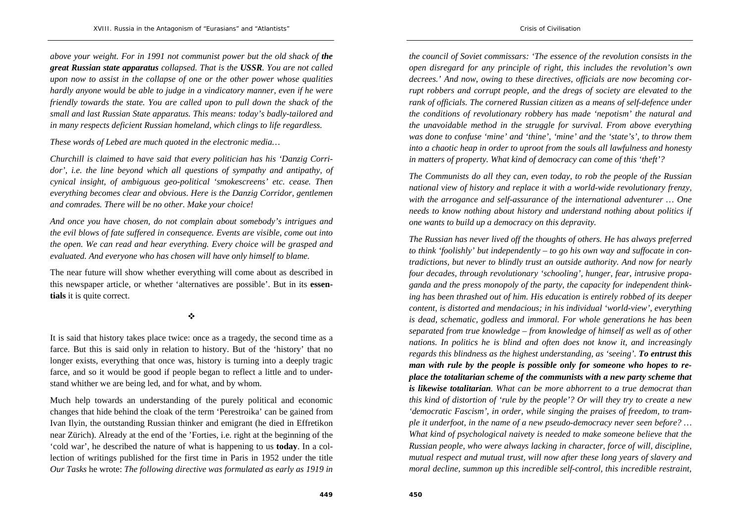*above your weight. For in 1991 not communist power but the old shack of **the great Russian state apparatus** collapsed. That is the **USSR**. You are not called upon now to assist in the collapse of one or the other power whose qualities hardly anyone would be able to judge in a vindicatory manner, even if he were friendly towards the state. You are called upon to pull down the shack of the small and last Russian State apparatus. This means: today's badly-tailored and in many respects deficient Russian homeland, which clings to life regardless.*

*These words of Lebed are much quoted in the electronic media…*

*Churchill is claimed to have said that every politician has his 'Danzig Corridor', i.e. the line beyond which all questions of sympathy and antipathy, of cynical insight, of ambiguous geo-political 'smokescreens' etc. cease. Then everything becomes clear and obvious. Here is the Danzig Corridor, gentlemen and comrades. There will be no other. Make your choice!*

*And once you have chosen, do not complain about somebody's intrigues and the evil blows of fate suffered in consequence. Events are visible, come out into the open. We can read and hear everything. Every choice will be grasped and evaluated. And everyone who has chosen will have only himself to blame.*

The near future will show whether everything will come about as described in this newspaper article, or whether 'alternatives are possible'. But in its **essentials** it is quite correct.

❖

It is said that history takes place twice: once as a tragedy, the second time as a farce. But this is said only in relation to history. But of the 'history' that no longer exists, everything that once was, history is turning into a deeply tragic farce, and so it would be good if people began to reflect a little and to understand whither we are being led, and for what, and by whom.

Much help towards an understanding of the purely political and economic changes that hide behind the cloak of the term 'Perestroika' can be gained from Ivan Ilyin, the outstanding Russian thinker and emigrant (he died in Effretikon near Zürich). Already at the end of the 'Forties, i.e. right at the beginning of the 'cold war', he described the nature of what is happening to us **today**. In a collection of writings published for the first time in Paris in 1952 under the title *Our Tasks* he wrote: *The following directive was formulated as early as 1919 in the council of Soviet commissars: 'The essence of the revolution consists in the open disregard for any principle of right, this includes the revolution's own decrees.' And now, owing to these directives, officials are now becoming corrupt robbers and corrupt people, and the dregs of society are elevated to the rank of officials. The cornered Russian citizen as a means of self-defence under the conditions of revolutionary robbery has made 'nepotism' the natural and the unavoidable method in the struggle for survival. From above everything was done to confuse 'mine' and 'thine', 'mine' and the 'state's', to throw them into a chaotic heap in order to uproot from the souls all lawfulness and honesty in matters of property. What kind of democracy can come of this 'theft'?*

*The Communists do all they can, even today, to rob the people of the Russian national view of history and replace it with a world-wide revolutionary frenzy, with the arrogance and self-assurance of the international adventurer … One needs to know nothing about history and understand nothing about politics if one wants to build up a democracy on this depravity.*

*The Russian has never lived off the thoughts of others. He has always preferred to think 'foolishly' but independently – to go his own way and suffocate in contradictions, but never to blindly trust an outside authority. And now for nearly four decades, through revolutionary 'schooling', hunger, fear, intrusive propaganda and the press monopoly of the party, the capacity for independent thinking has been thrashed out of him. His education is entirely robbed of its deeper content, is distorted and mendacious; in his individual 'world-view', everything is dead, schematic, godless and immoral. For whole generations he has been separated from true knowledge – from knowledge of himself as well as of other nations. In politics he is blind and often does not know it, and increasingly regards this blindness as the highest understanding, as 'seeing'. **To entrust this man with rule by the people is possible only for someone who hopes to replace the totalitarian scheme of the communists with a new party scheme that is likewise totalitarian**. What can be more abhorrent to a true democrat than this kind of distortion of 'rule by the people'? Or will they try to create a new 'democratic Fascism', in order, while singing the praises of freedom, to trample it underfoot, in the name of a new pseudo-democracy never seen before? … What kind of psychological naivety is needed to make someone believe that the Russian people, who were always lacking in character, force of will, discipline, mutual respect and mutual trust, will now after these long years of slavery and moral decline, summon up this incredible self-control, this incredible restraint,*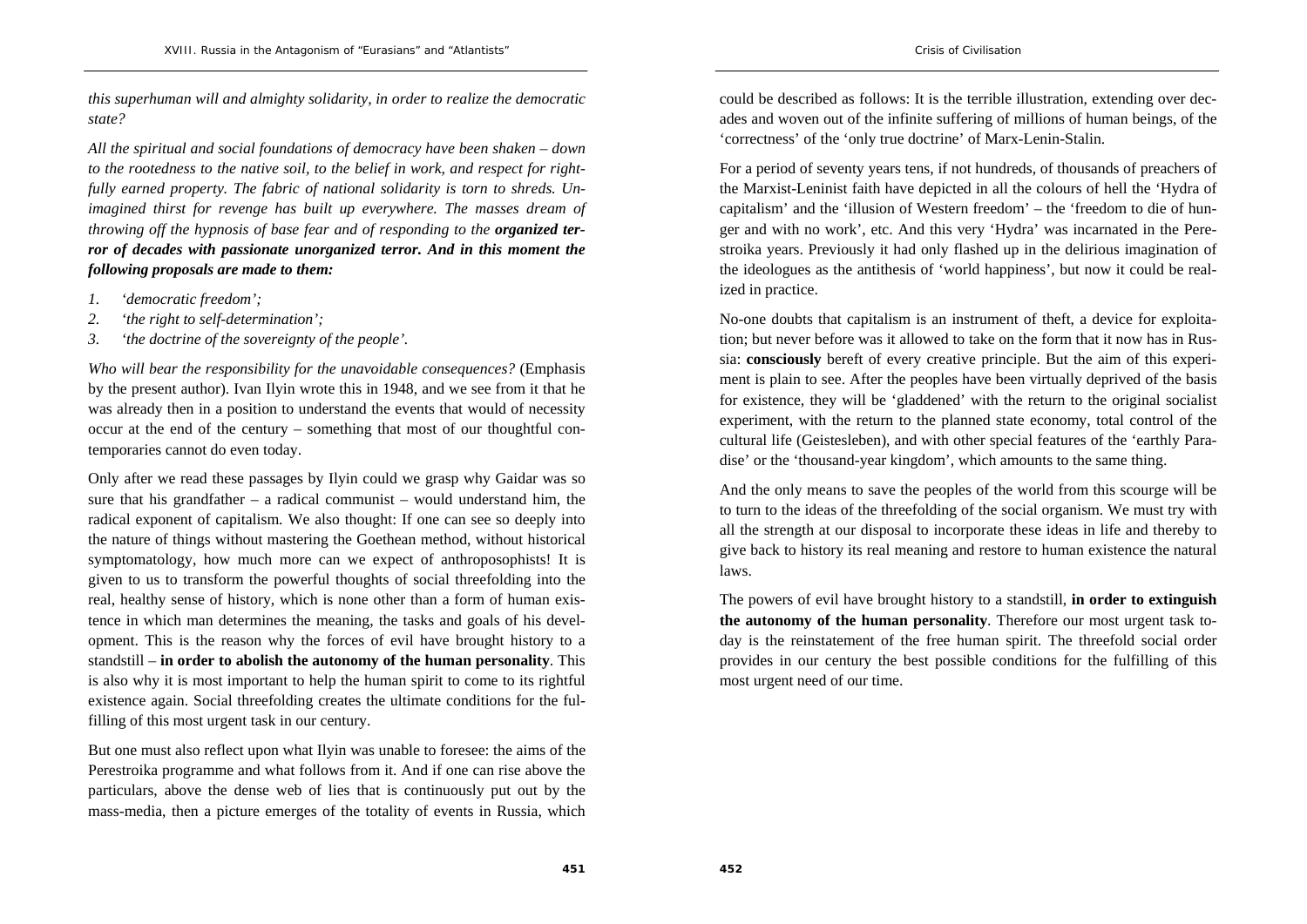*this superhuman will and almighty solidarity, in order to realize the democratic state?*

*All the spiritual and social foundations of democracy have been shaken – down to the rootedness to the native soil, to the belief in work, and respect for rightfully earned property. The fabric of national solidarity is torn to shreds. Unimagined thirst for revenge has built up everywhere. The masses dream of throwing off the hypnosis of base fear and of responding to the* ***organized terror of decades with passionate unorganized terror. And in this moment the following proposals are made to them:***

1. *'democratic freedom';*
2. *'the right to self-determination';*
3. *'the doctrine of the sovereignty of the people'.*

*Who will bear the responsibility for the unavoidable consequences?* (Emphasis by the present author). Ivan Ilyin wrote this in 1948, and we see from it that he was already then in a position to understand the events that would of necessity occur at the end of the century – something that most of our thoughtful contemporaries cannot do even today.

Only after we read these passages by Ilyin could we grasp why Gaidar was so sure that his grandfather – a radical communist – would understand him, the radical exponent of capitalism. We also thought: If one can see so deeply into the nature of things without mastering the Goethean method, without historical symptomatology, how much more can we expect of anthroposophists! It is given to us to transform the powerful thoughts of social threefolding into the real, healthy sense of history, which is none other than a form of human existence in which man determines the meaning, the tasks and goals of his development. This is the reason why the forces of evil have brought history to a standstill – **in order to abolish the autonomy of the human personality**. This is also why it is most important to help the human spirit to come to its rightful existence again. Social threefolding creates the ultimate conditions for the fulfilling of this most urgent task in our century.

But one must also reflect upon what Ilyin was unable to foresee: the aims of the Perestroika programme and what follows from it. And if one can rise above the particulars, above the dense web of lies that is continuously put out by the mass-media, then a picture emerges of the totality of events in Russia, which could be described as follows: It is the terrible illustration, extending over decades and woven out of the infinite suffering of millions of human beings, of the 'correctness' of the 'only true doctrine' of Marx-Lenin-Stalin.

For a period of seventy years tens, if not hundreds, of thousands of preachers of the Marxist-Leninist faith have depicted in all the colours of hell the 'Hydra of capitalism' and the 'illusion of Western freedom' – the 'freedom to die of hunger and with no work', etc. And this very 'Hydra' was incarnated in the Perestroika years. Previously it had only flashed up in the delirious imagination of the ideologues as the antithesis of 'world happiness', but now it could be realized in practice.

No-one doubts that capitalism is an instrument of theft, a device for exploitation; but never before was it allowed to take on the form that it now has in Russia: **consciously** bereft of every creative principle. But the aim of this experiment is plain to see. After the peoples have been virtually deprived of the basis for existence, they will be 'gladdened' with the return to the original socialist experiment, with the return to the planned state economy, total control of the cultural life (Geistesleben), and with other special features of the 'earthly Paradise' or the 'thousand-year kingdom', which amounts to the same thing.

And the only means to save the peoples of the world from this scourge will be to turn to the ideas of the threefolding of the social organism. We must try with all the strength at our disposal to incorporate these ideas in life and thereby to give back to history its real meaning and restore to human existence the natural laws.

The powers of evil have brought history to a standstill, **in order to extinguish the autonomy of the human personality**. Therefore our most urgent task today is the reinstatement of the free human spirit. The threefold social order provides in our century the best possible conditions for the fulfilling of this most urgent need of our time.